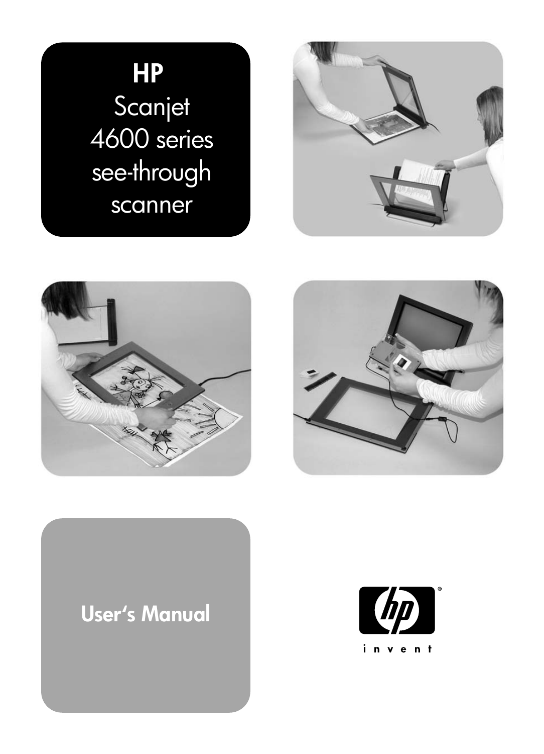# HP

Scanjet 4600 series see-through scanner

User's Manual

invent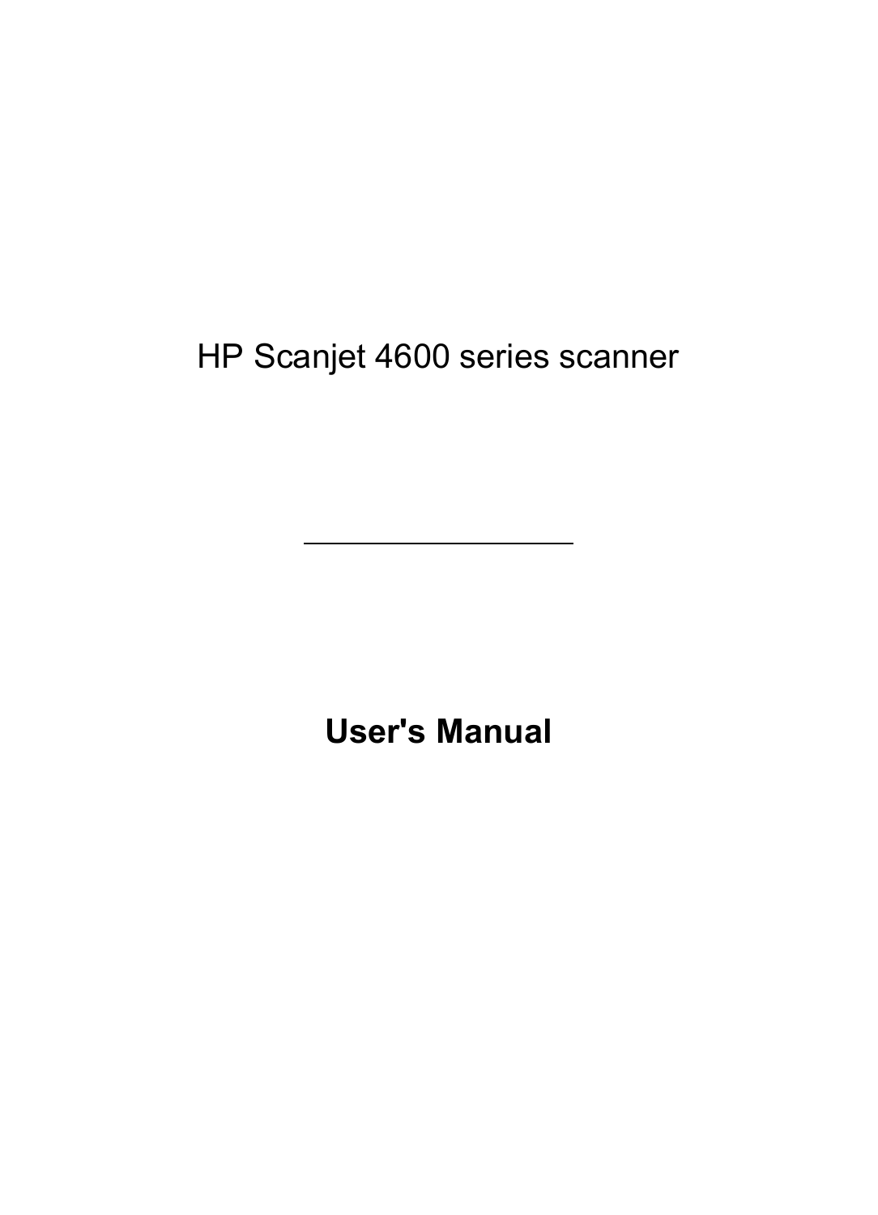# HP Scanjet 4600 series scanner

---

## User's Manual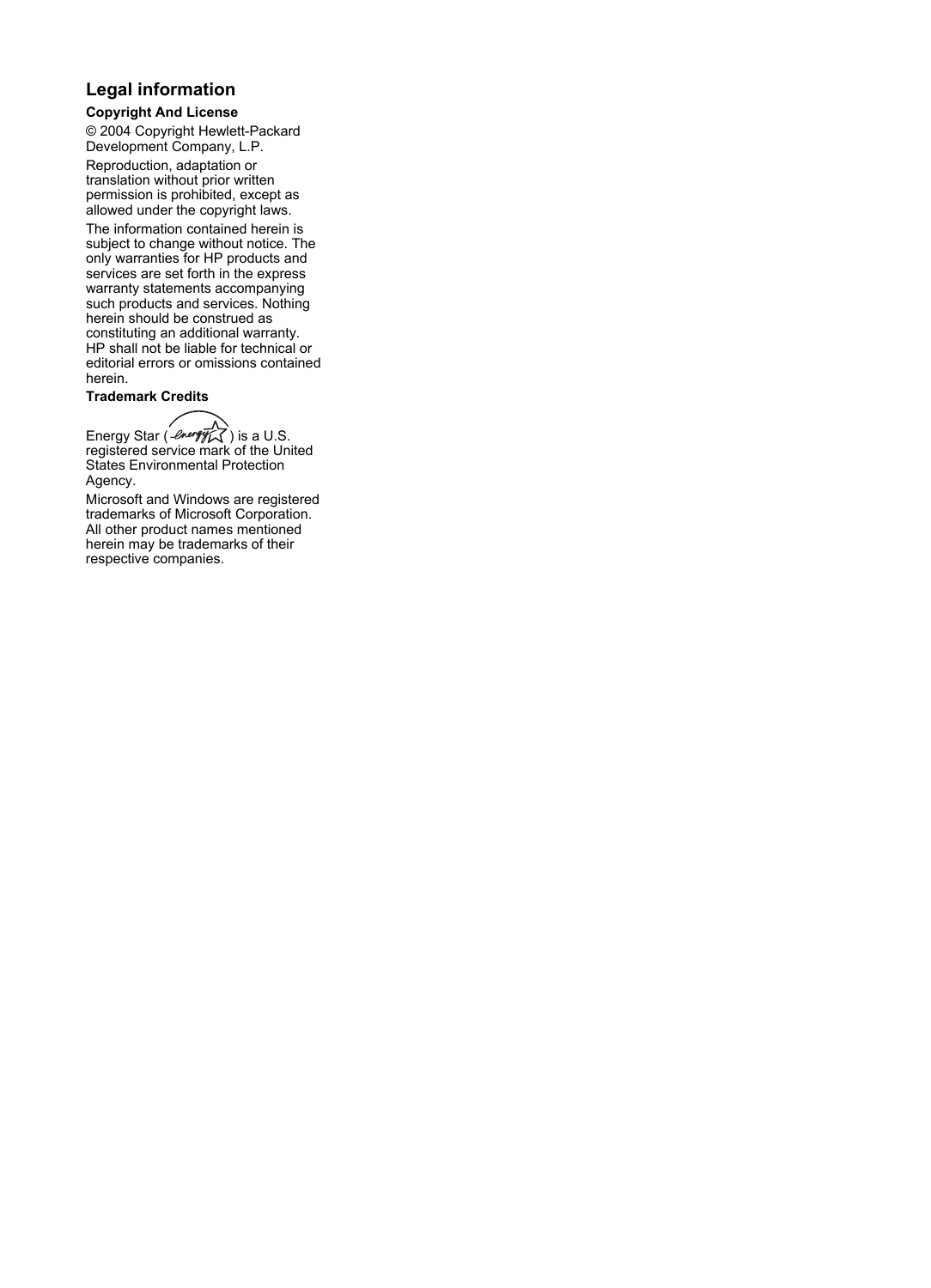# Legal information

**Copyright And License**

© 2004 Copyright Hewlett-Packard Development Company, L.P.

Reproduction, adaptation or translation without prior written permission is prohibited, except as allowed under the copyright laws.

The information contained herein is subject to change without notice. The only warranties for HP products and services are set forth in the express warranty statements accompanying such products and services. Nothing herein should be construed as constituting an additional warranty. HP shall not be liable for technical or editorial errors or omissions contained herein.

**Trademark Credits**

Energy Star ( ) is a U.S. registered service mark of the United States Environmental Protection Agency.

Microsoft and Windows are registered trademarks of Microsoft Corporation. All other product names mentioned herein may be trademarks of their respective companies.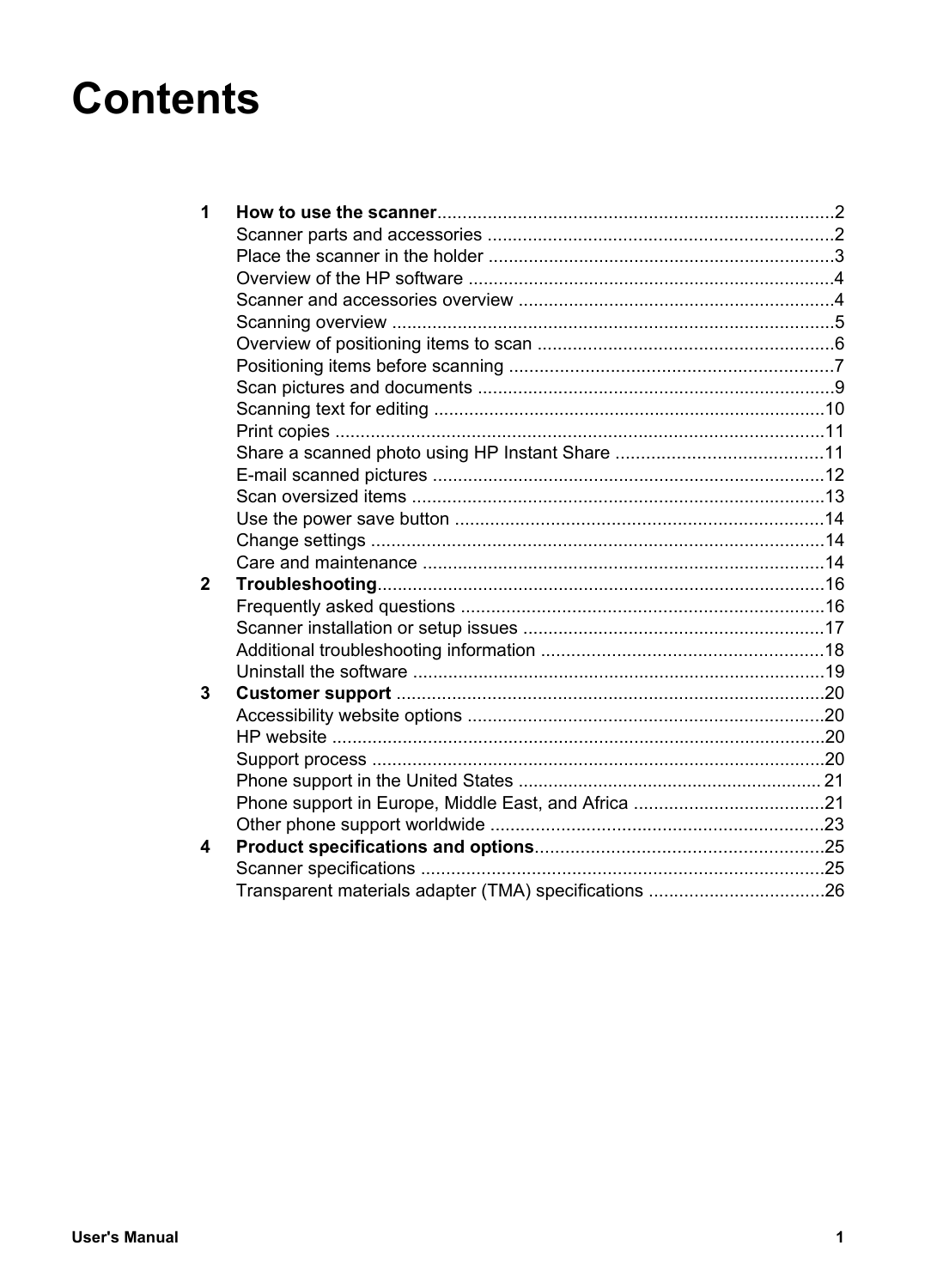# Contents

**1 How to use the scanner** .....2

Scanner parts and accessories .....2

Place the scanner in the holder .....3

Overview of the HP software .....4

Scanner and accessories overview .....4

Scanning overview .....5

Overview of positioning items to scan .....6

Positioning items before scanning .....7

Scan pictures and documents .....9

Scanning text for editing .....10

Print copies .....11

Share a scanned photo using HP Instant Share .....11

E-mail scanned pictures .....12

Scan oversized items .....13

Use the power save button .....14

Change settings .....14

Care and maintenance .....14

**2 Troubleshooting** .....16

Frequently asked questions .....16

Scanner installation or setup issues .....17

Additional troubleshooting information .....18

Uninstall the software .....19

**3 Customer support** .....20

Accessibility website options .....20

HP website .....20

Support process .....20

Phone support in the United States .....21

Phone support in Europe, Middle East, and Africa .....21

Other phone support worldwide .....23

**4 Product specifications and options** .....25

Scanner specifications .....25

Transparent materials adapter (TMA) specifications .....26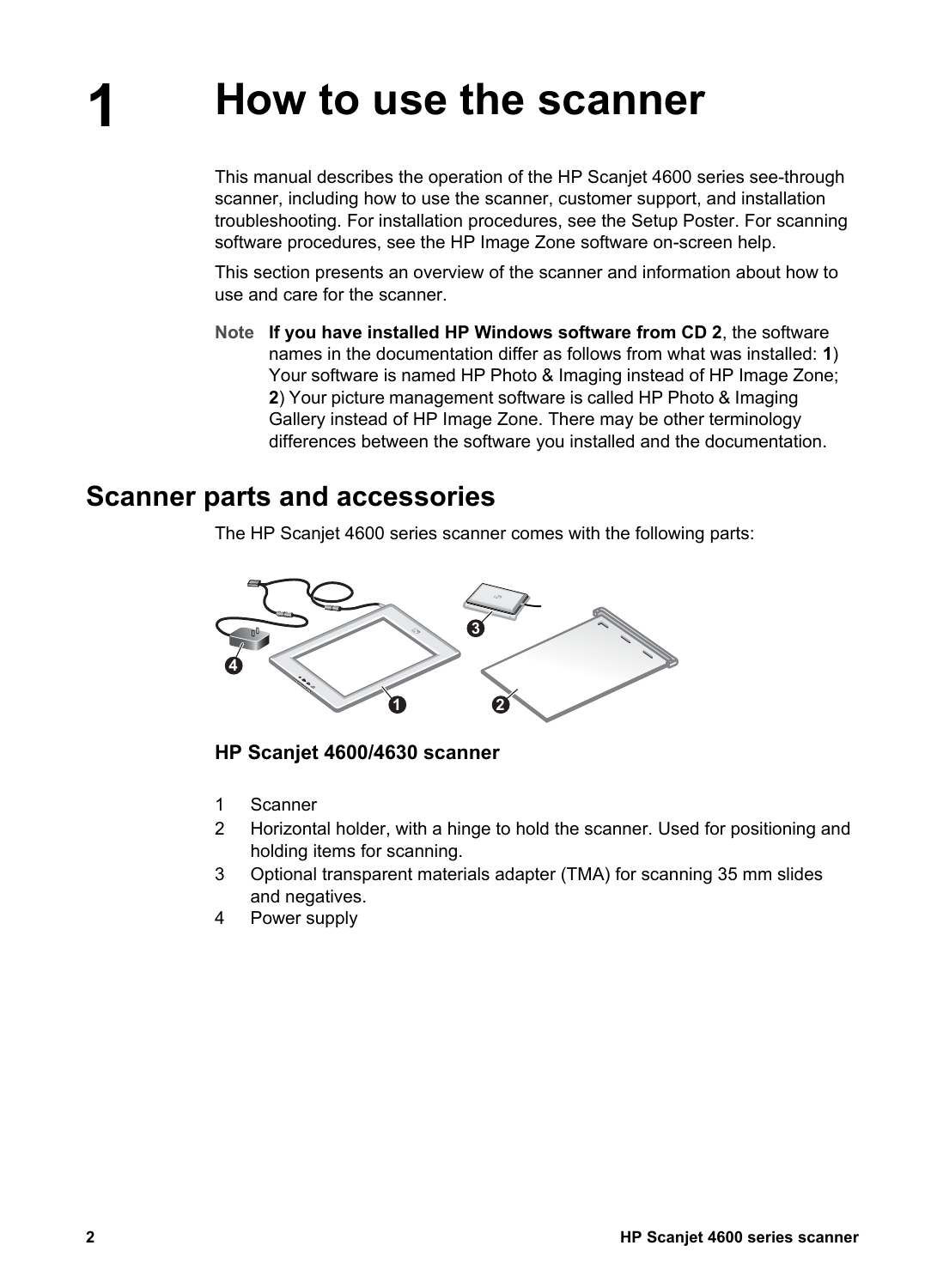# 1 How to use the scanner

This manual describes the operation of the HP Scanjet 4600 series see-through scanner, including how to use the scanner, customer support, and installation troubleshooting. For installation procedures, see the Setup Poster. For scanning software procedures, see the HP Image Zone software on-screen help.

This section presents an overview of the scanner and information about how to use and care for the scanner.

**Note** **If you have installed HP Windows software from CD 2**, the software names in the documentation differ as follows from what was installed: **1**) Your software is named HP Photo & Imaging instead of HP Image Zone; **2**) Your picture management software is called HP Photo & Imaging Gallery instead of HP Image Zone. There may be other terminology differences between the software you installed and the documentation.

## Scanner parts and accessories

The HP Scanjet 4600 series scanner comes with the following parts:

### HP Scanjet 4600/4630 scanner

1. Scanner
2. Horizontal holder, with a hinge to hold the scanner. Used for positioning and holding items for scanning.
3. Optional transparent materials adapter (TMA) for scanning 35 mm slides and negatives.
4. Power supply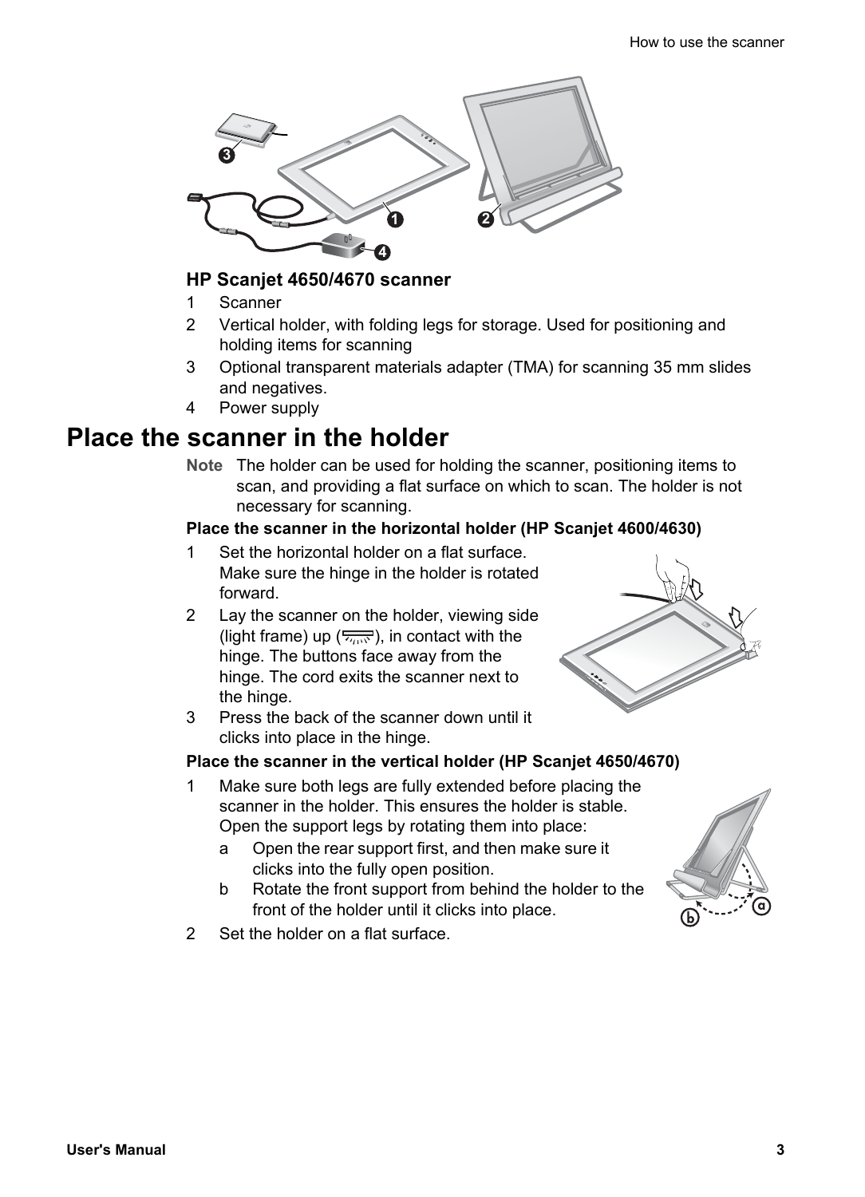### HP Scanjet 4650/4670 scanner

1 Scanner
2 Vertical holder, with folding legs for storage. Used for positioning and holding items for scanning
3 Optional transparent materials adapter (TMA) for scanning 35 mm slides and negatives.
4 Power supply

# Place the scanner in the holder

**Note** The holder can be used for holding the scanner, positioning items to scan, and providing a flat surface on which to scan. The holder is not necessary for scanning.

**Place the scanner in the horizontal holder (HP Scanjet 4600/4630)**

1 Set the horizontal holder on a flat surface. Make sure the hinge in the holder is rotated forward.
2 Lay the scanner on the holder, viewing side (light frame) up ( ), in contact with the hinge. The buttons face away from the hinge. The cord exits the scanner next to the hinge.
3 Press the back of the scanner down until it clicks into place in the hinge.

**Place the scanner in the vertical holder (HP Scanjet 4650/4670)**

1 Make sure both legs are fully extended before placing the scanner in the holder. This ensures the holder is stable. Open the support legs by rotating them into place:
   a Open the rear support first, and then make sure it clicks into the fully open position.
   b Rotate the front support from behind the holder to the front of the holder until it clicks into place.
2 Set the holder on a flat surface.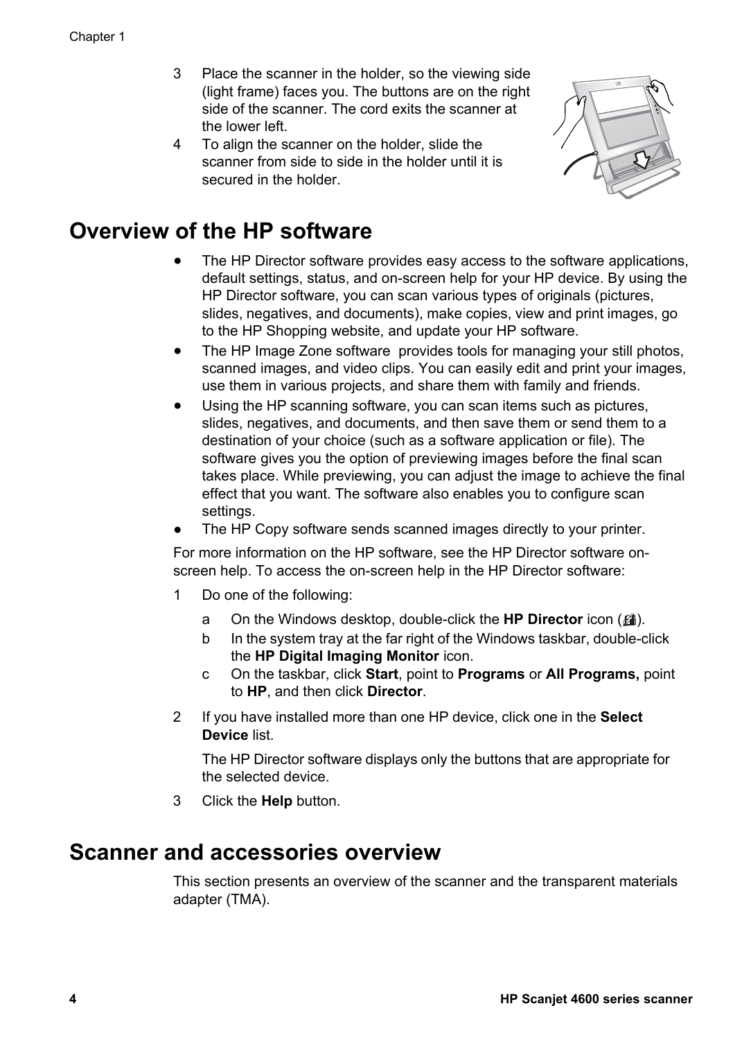3. Place the scanner in the holder, so the viewing side (light frame) faces you. The buttons are on the right side of the scanner. The cord exits the scanner at the lower left.
4. To align the scanner on the holder, slide the scanner from side to side in the holder until it is secured in the holder.

## Overview of the HP software

- The HP Director software provides easy access to the software applications, default settings, status, and on-screen help for your HP device. By using the HP Director software, you can scan various types of originals (pictures, slides, negatives, and documents), make copies, view and print images, go to the HP Shopping website, and update your HP software.
- The HP Image Zone software provides tools for managing your still photos, scanned images, and video clips. You can easily edit and print your images, use them in various projects, and share them with family and friends.
- Using the HP scanning software, you can scan items such as pictures, slides, negatives, and documents, and then save them or send them to a destination of your choice (such as a software application or file). The software gives you the option of previewing images before the final scan takes place. While previewing, you can adjust the image to achieve the final effect that you want. The software also enables you to configure scan settings.
- The HP Copy software sends scanned images directly to your printer.

For more information on the HP software, see the HP Director software on-screen help. To access the on-screen help in the HP Director software:

1. Do one of the following:
   a. On the Windows desktop, double-click the **HP Director** icon ( ).
   b. In the system tray at the far right of the Windows taskbar, double-click the **HP Digital Imaging Monitor** icon.
   c. On the taskbar, click **Start**, point to **Programs** or **All Programs,** point to **HP**, and then click **Director**.
2. If you have installed more than one HP device, click one in the **Select Device** list.

   The HP Director software displays only the buttons that are appropriate for the selected device.
3. Click the **Help** button.

## Scanner and accessories overview

This section presents an overview of the scanner and the transparent materials adapter (TMA).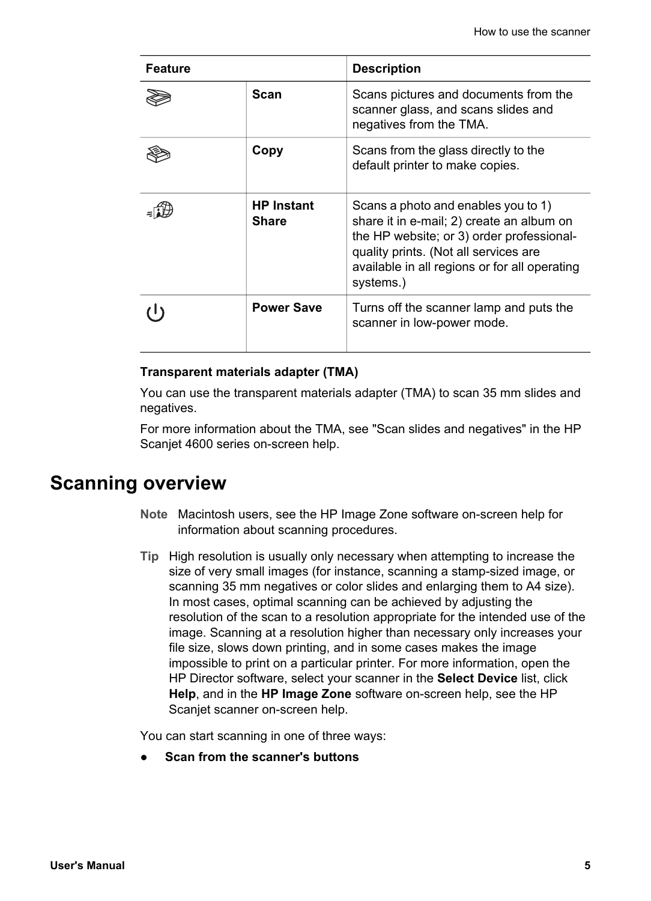| Feature | | Description |
|---|---|---|
| | **Scan** | Scans pictures and documents from the scanner glass, and scans slides and negatives from the TMA. |
| | **Copy** | Scans from the glass directly to the default printer to make copies. |
| | **HP Instant Share** | Scans a photo and enables you to 1) share it in e-mail; 2) create an album on the HP website; or 3) order professional-quality prints. (Not all services are available in all regions or for all operating systems.) |
| | **Power Save** | Turns off the scanner lamp and puts the scanner in low-power mode. |

**Transparent materials adapter (TMA)**

You can use the transparent materials adapter (TMA) to scan 35 mm slides and negatives.

For more information about the TMA, see "Scan slides and negatives" in the HP Scanjet 4600 series on-screen help.

# Scanning overview

**Note** Macintosh users, see the HP Image Zone software on-screen help for information about scanning procedures.

**Tip** High resolution is usually only necessary when attempting to increase the size of very small images (for instance, scanning a stamp-sized image, or scanning 35 mm negatives or color slides and enlarging them to A4 size). In most cases, optimal scanning can be achieved by adjusting the resolution of the scan to a resolution appropriate for the intended use of the image. Scanning at a resolution higher than necessary only increases your file size, slows down printing, and in some cases makes the image impossible to print on a particular printer. For more information, open the HP Director software, select your scanner in the **Select Device** list, click **Help**, and in the **HP Image Zone** software on-screen help, see the HP Scanjet scanner on-screen help.

You can start scanning in one of three ways:

- **Scan from the scanner's buttons**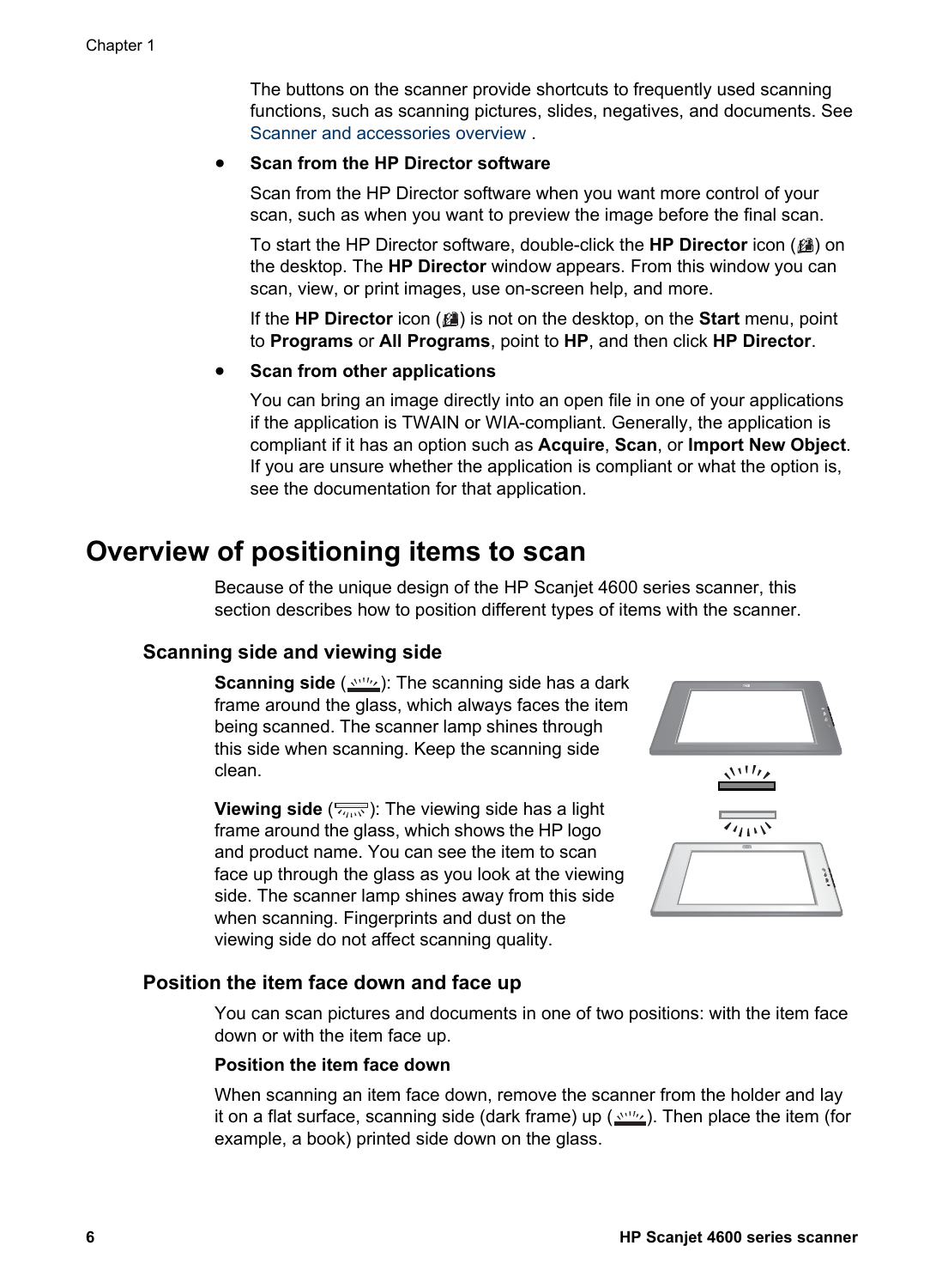The buttons on the scanner provide shortcuts to frequently used scanning functions, such as scanning pictures, slides, negatives, and documents. See Scanner and accessories overview .

- **Scan from the HP Director software**

  Scan from the HP Director software when you want more control of your scan, such as when you want to preview the image before the final scan.

  To start the HP Director software, double-click the **HP Director** icon ( ) on the desktop. The **HP Director** window appears. From this window you can scan, view, or print images, use on-screen help, and more.

  If the **HP Director** icon ( ) is not on the desktop, on the **Start** menu, point to **Programs** or **All Programs**, point to **HP**, and then click **HP Director**.

- **Scan from other applications**

  You can bring an image directly into an open file in one of your applications if the application is TWAIN or WIA-compliant. Generally, the application is compliant if it has an option such as **Acquire**, **Scan**, or **Import New Object**. If you are unsure whether the application is compliant or what the option is, see the documentation for that application.

# Overview of positioning items to scan

Because of the unique design of the HP Scanjet 4600 series scanner, this section describes how to position different types of items with the scanner.

## Scanning side and viewing side

**Scanning side** ( ): The scanning side has a dark frame around the glass, which always faces the item being scanned. The scanner lamp shines through this side when scanning. Keep the scanning side clean.

**Viewing side** ( ): The viewing side has a light frame around the glass, which shows the HP logo and product name. You can see the item to scan face up through the glass as you look at the viewing side. The scanner lamp shines away from this side when scanning. Fingerprints and dust on the viewing side do not affect scanning quality.

## Position the item face down and face up

You can scan pictures and documents in one of two positions: with the item face down or with the item face up.

**Position the item face down**

When scanning an item face down, remove the scanner from the holder and lay it on a flat surface, scanning side (dark frame) up ( ). Then place the item (for example, a book) printed side down on the glass.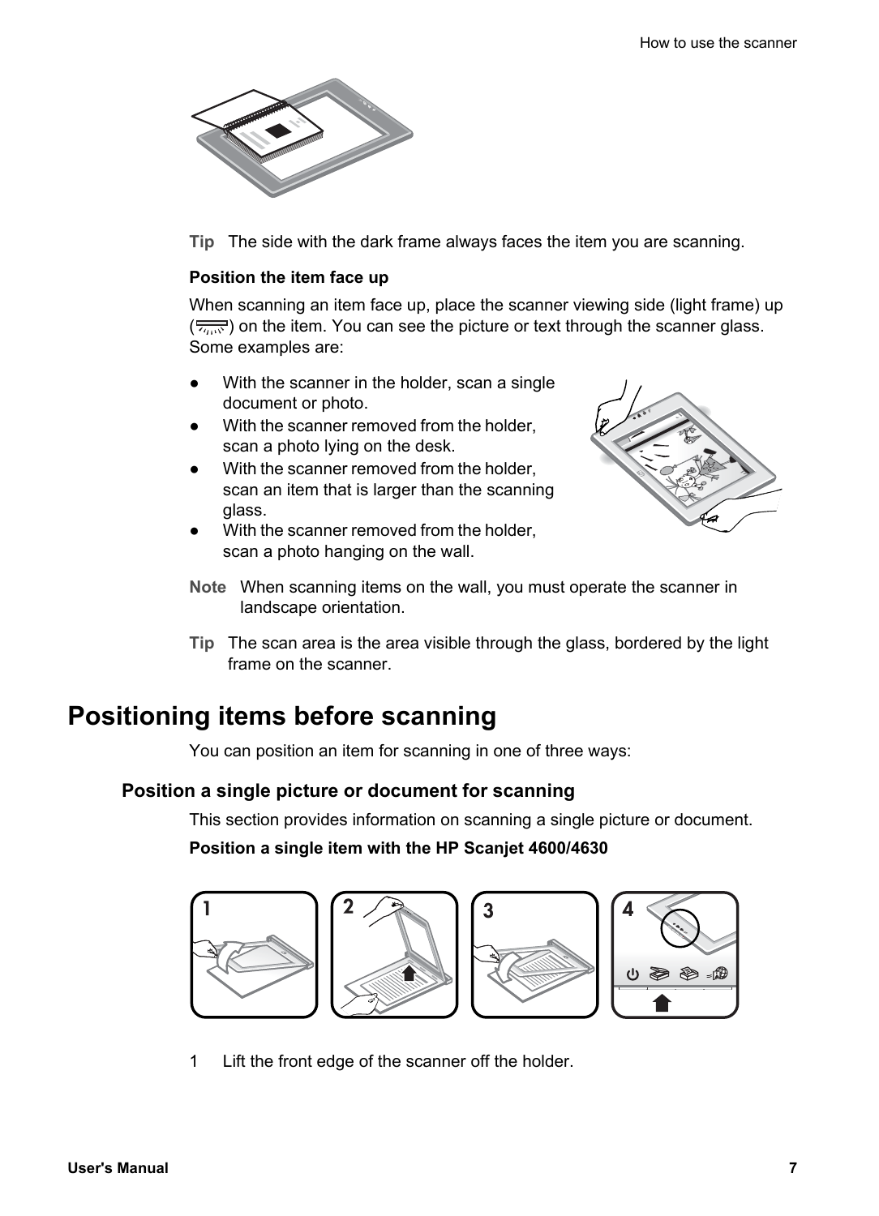**Tip** The side with the dark frame always faces the item you are scanning.

**Position the item face up**

When scanning an item face up, place the scanner viewing side (light frame) up ( ) on the item. You can see the picture or text through the scanner glass. Some examples are:

- With the scanner in the holder, scan a single document or photo.
- With the scanner removed from the holder, scan a photo lying on the desk.
- With the scanner removed from the holder, scan an item that is larger than the scanning glass.
- With the scanner removed from the holder, scan a photo hanging on the wall.

**Note** When scanning items on the wall, you must operate the scanner in landscape orientation.

**Tip** The scan area is the area visible through the glass, bordered by the light frame on the scanner.

# Positioning items before scanning

You can position an item for scanning in one of three ways:

## Position a single picture or document for scanning

This section provides information on scanning a single picture or document.

**Position a single item with the HP Scanjet 4600/4630**

1 Lift the front edge of the scanner off the holder.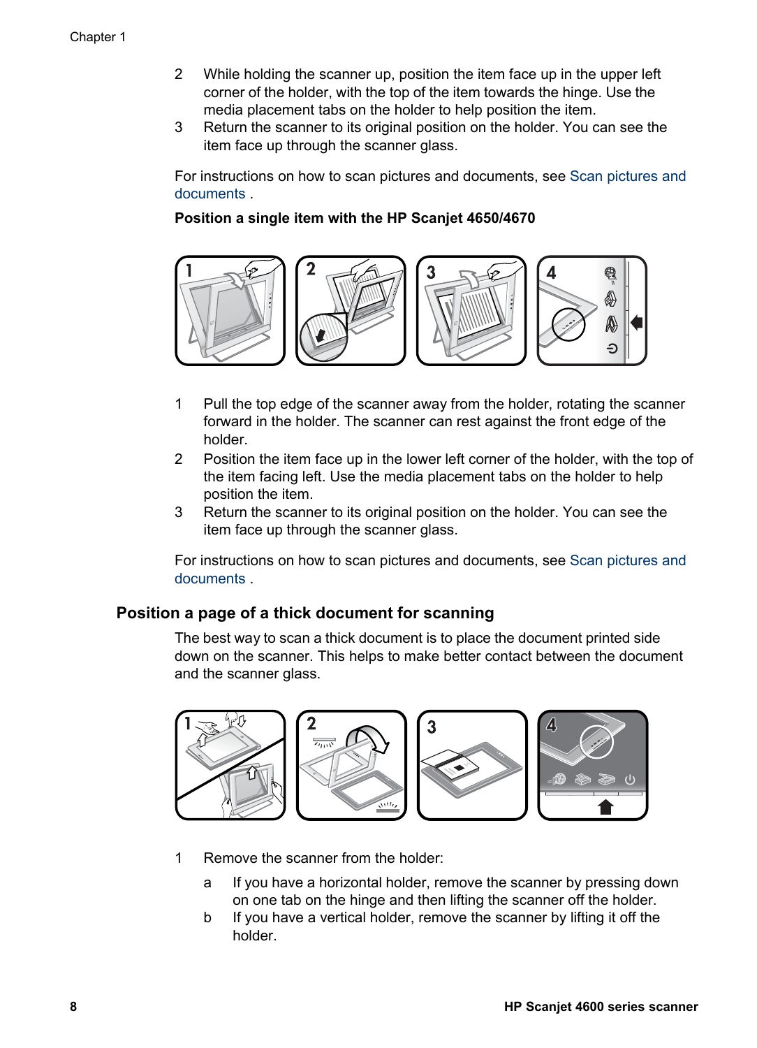2 While holding the scanner up, position the item face up in the upper left corner of the holder, with the top of the item towards the hinge. Use the media placement tabs on the holder to help position the item.
3 Return the scanner to its original position on the holder. You can see the item face up through the scanner glass.

For instructions on how to scan pictures and documents, see Scan pictures and documents .

**Position a single item with the HP Scanjet 4650/4670**

1 Pull the top edge of the scanner away from the holder, rotating the scanner forward in the holder. The scanner can rest against the front edge of the holder.
2 Position the item face up in the lower left corner of the holder, with the top of the item facing left. Use the media placement tabs on the holder to help position the item.
3 Return the scanner to its original position on the holder. You can see the item face up through the scanner glass.

For instructions on how to scan pictures and documents, see Scan pictures and documents .

## Position a page of a thick document for scanning

The best way to scan a thick document is to place the document printed side down on the scanner. This helps to make better contact between the document and the scanner glass.

1 Remove the scanner from the holder:
   a If you have a horizontal holder, remove the scanner by pressing down on one tab on the hinge and then lifting the scanner off the holder.
   b If you have a vertical holder, remove the scanner by lifting it off the holder.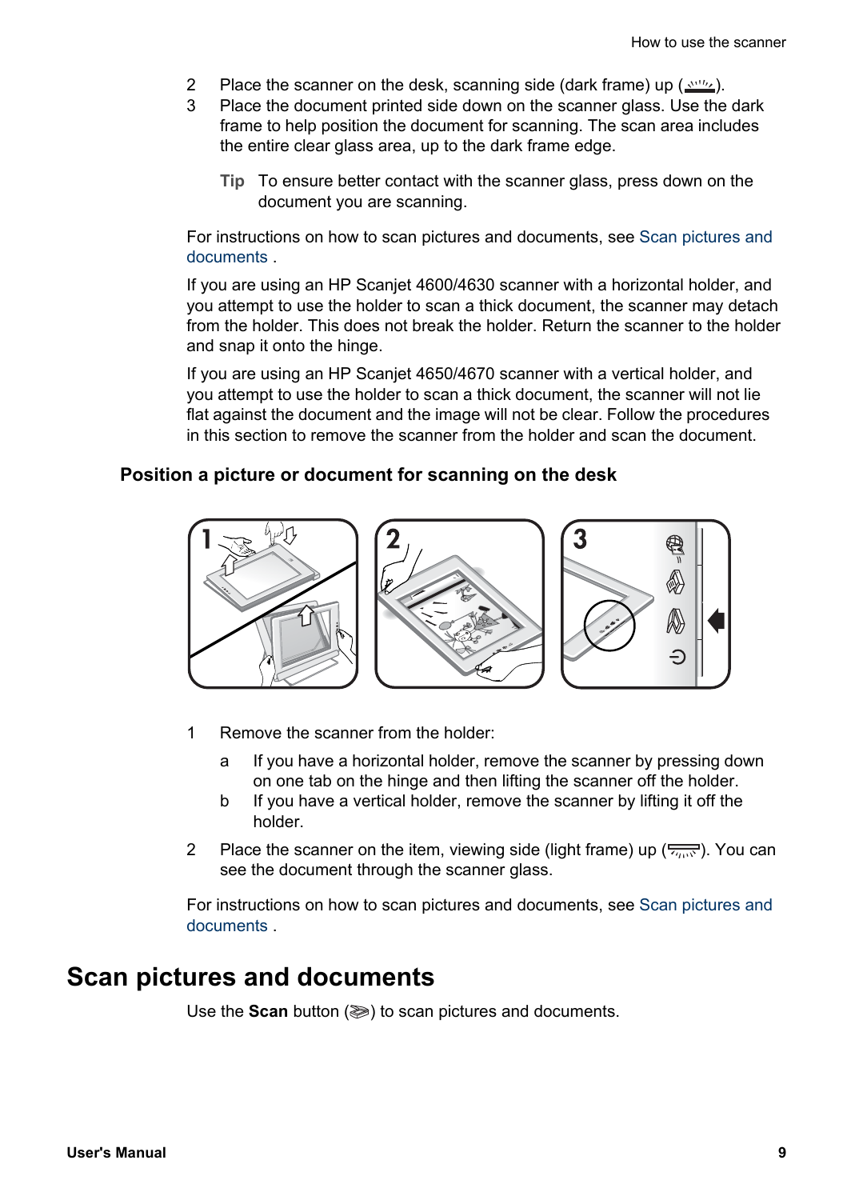2 Place the scanner on the desk, scanning side (dark frame) up ( ).
3 Place the document printed side down on the scanner glass. Use the dark frame to help position the document for scanning. The scan area includes the entire clear glass area, up to the dark frame edge.

**Tip** To ensure better contact with the scanner glass, press down on the document you are scanning.

For instructions on how to scan pictures and documents, see Scan pictures and documents .

If you are using an HP Scanjet 4600/4630 scanner with a horizontal holder, and you attempt to use the holder to scan a thick document, the scanner may detach from the holder. This does not break the holder. Return the scanner to the holder and snap it onto the hinge.

If you are using an HP Scanjet 4650/4670 scanner with a vertical holder, and you attempt to use the holder to scan a thick document, the scanner will not lie flat against the document and the image will not be clear. Follow the procedures in this section to remove the scanner from the holder and scan the document.

### Position a picture or document for scanning on the desk

1 Remove the scanner from the holder:
   a If you have a horizontal holder, remove the scanner by pressing down on one tab on the hinge and then lifting the scanner off the holder.
   b If you have a vertical holder, remove the scanner by lifting it off the holder.
2 Place the scanner on the item, viewing side (light frame) up ( ). You can see the document through the scanner glass.

For instructions on how to scan pictures and documents, see Scan pictures and documents .

## Scan pictures and documents

Use the **Scan** button ( ) to scan pictures and documents.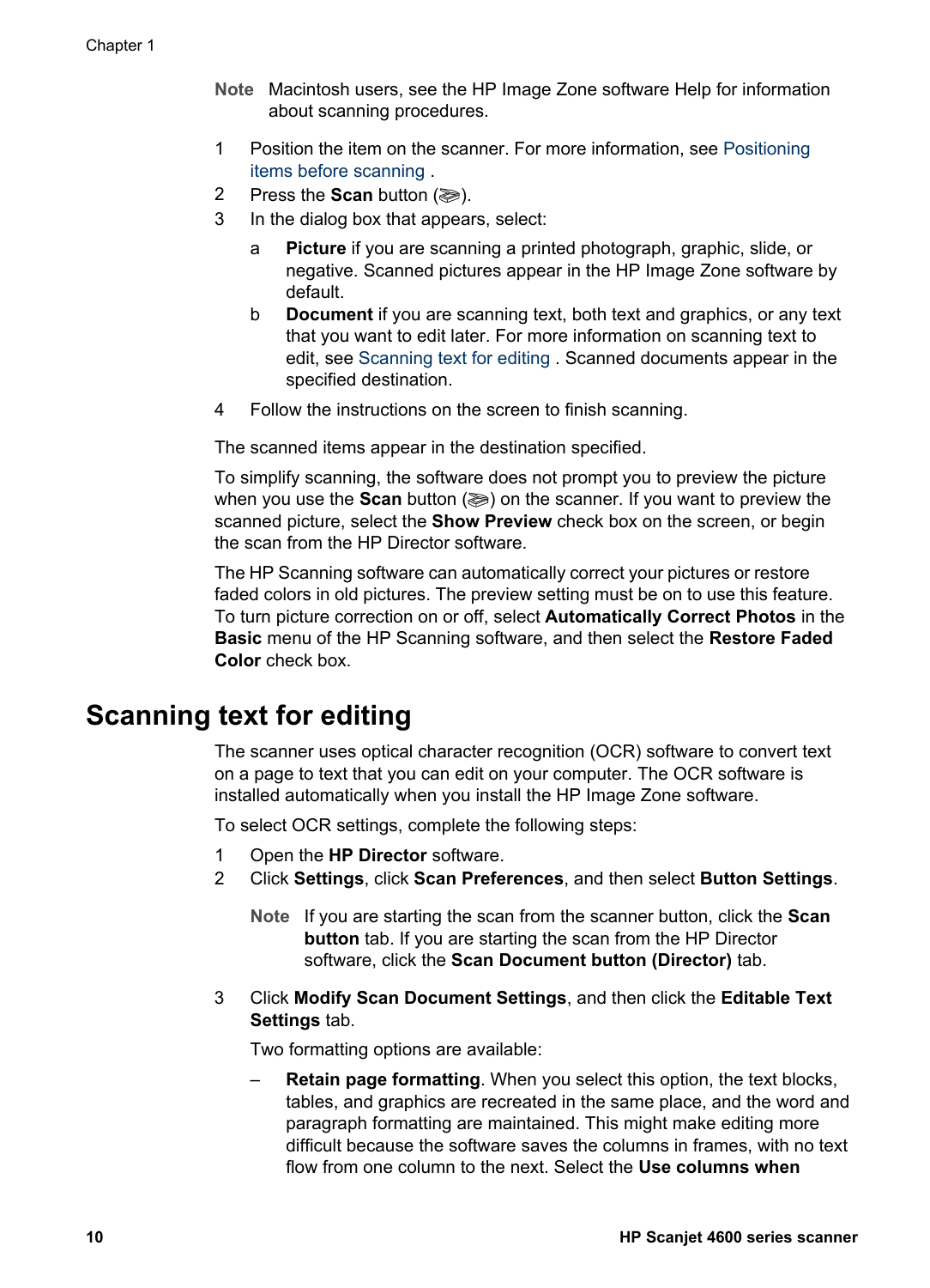**Note** Macintosh users, see the HP Image Zone software Help for information about scanning procedures.

1. Position the item on the scanner. For more information, see Positioning items before scanning .
2. Press the **Scan** button (icon).
3. In the dialog box that appears, select:
   a. **Picture** if you are scanning a printed photograph, graphic, slide, or negative. Scanned pictures appear in the HP Image Zone software by default.
   b. **Document** if you are scanning text, both text and graphics, or any text that you want to edit later. For more information on scanning text to edit, see Scanning text for editing . Scanned documents appear in the specified destination.
4. Follow the instructions on the screen to finish scanning.

The scanned items appear in the destination specified.

To simplify scanning, the software does not prompt you to preview the picture when you use the **Scan** button (icon) on the scanner. If you want to preview the scanned picture, select the **Show Preview** check box on the screen, or begin the scan from the HP Director software.

The HP Scanning software can automatically correct your pictures or restore faded colors in old pictures. The preview setting must be on to use this feature. To turn picture correction on or off, select **Automatically Correct Photos** in the **Basic** menu of the HP Scanning software, and then select the **Restore Faded Color** check box.

## Scanning text for editing

The scanner uses optical character recognition (OCR) software to convert text on a page to text that you can edit on your computer. The OCR software is installed automatically when you install the HP Image Zone software.

To select OCR settings, complete the following steps:

1. Open the **HP Director** software.
2. Click **Settings**, click **Scan Preferences**, and then select **Button Settings**.

   **Note** If you are starting the scan from the scanner button, click the **Scan button** tab. If you are starting the scan from the HP Director software, click the **Scan Document button (Director)** tab.

3. Click **Modify Scan Document Settings**, and then click the **Editable Text Settings** tab.

   Two formatting options are available:

   – **Retain page formatting**. When you select this option, the text blocks, tables, and graphics are recreated in the same place, and the word and paragraph formatting are maintained. This might make editing more difficult because the software saves the columns in frames, with no text flow from one column to the next. Select the **Use columns when**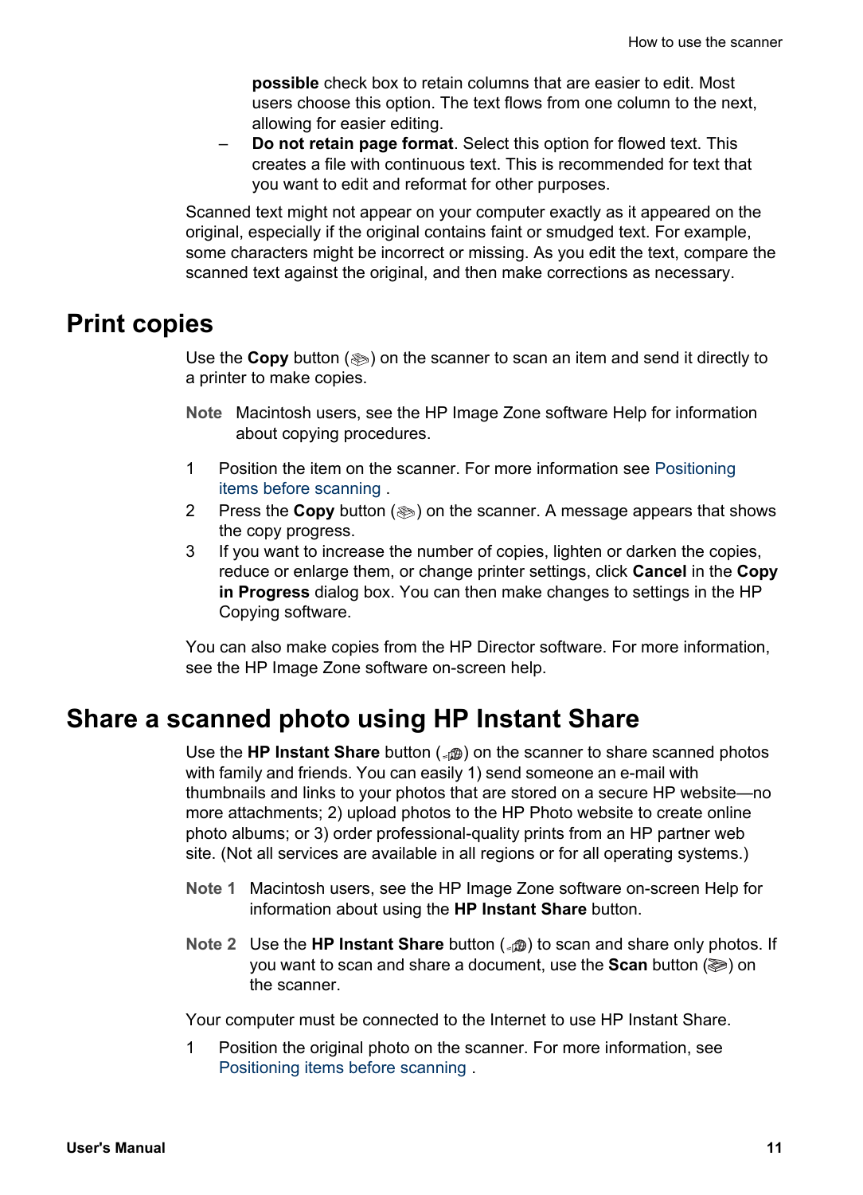**possible** check box to retain columns that are easier to edit. Most users choose this option. The text flows from one column to the next, allowing for easier editing.

– **Do not retain page format**. Select this option for flowed text. This creates a file with continuous text. This is recommended for text that you want to edit and reformat for other purposes.

Scanned text might not appear on your computer exactly as it appeared on the original, especially if the original contains faint or smudged text. For example, some characters might be incorrect or missing. As you edit the text, compare the scanned text against the original, and then make corrections as necessary.

## Print copies

Use the **Copy** button ( ) on the scanner to scan an item and send it directly to a printer to make copies.

**Note** Macintosh users, see the HP Image Zone software Help for information about copying procedures.

1. Position the item on the scanner. For more information see Positioning items before scanning .
2. Press the **Copy** button ( ) on the scanner. A message appears that shows the copy progress.
3. If you want to increase the number of copies, lighten or darken the copies, reduce or enlarge them, or change printer settings, click **Cancel** in the **Copy in Progress** dialog box. You can then make changes to settings in the HP Copying software.

You can also make copies from the HP Director software. For more information, see the HP Image Zone software on-screen help.

## Share a scanned photo using HP Instant Share

Use the **HP Instant Share** button ( ) on the scanner to share scanned photos with family and friends. You can easily 1) send someone an e-mail with thumbnails and links to your photos that are stored on a secure HP website—no more attachments; 2) upload photos to the HP Photo website to create online photo albums; or 3) order professional-quality prints from an HP partner web site. (Not all services are available in all regions or for all operating systems.)

**Note 1** Macintosh users, see the HP Image Zone software on-screen Help for information about using the **HP Instant Share** button.

**Note 2** Use the **HP Instant Share** button ( ) to scan and share only photos. If you want to scan and share a document, use the **Scan** button ( ) on the scanner.

Your computer must be connected to the Internet to use HP Instant Share.

1. Position the original photo on the scanner. For more information, see Positioning items before scanning .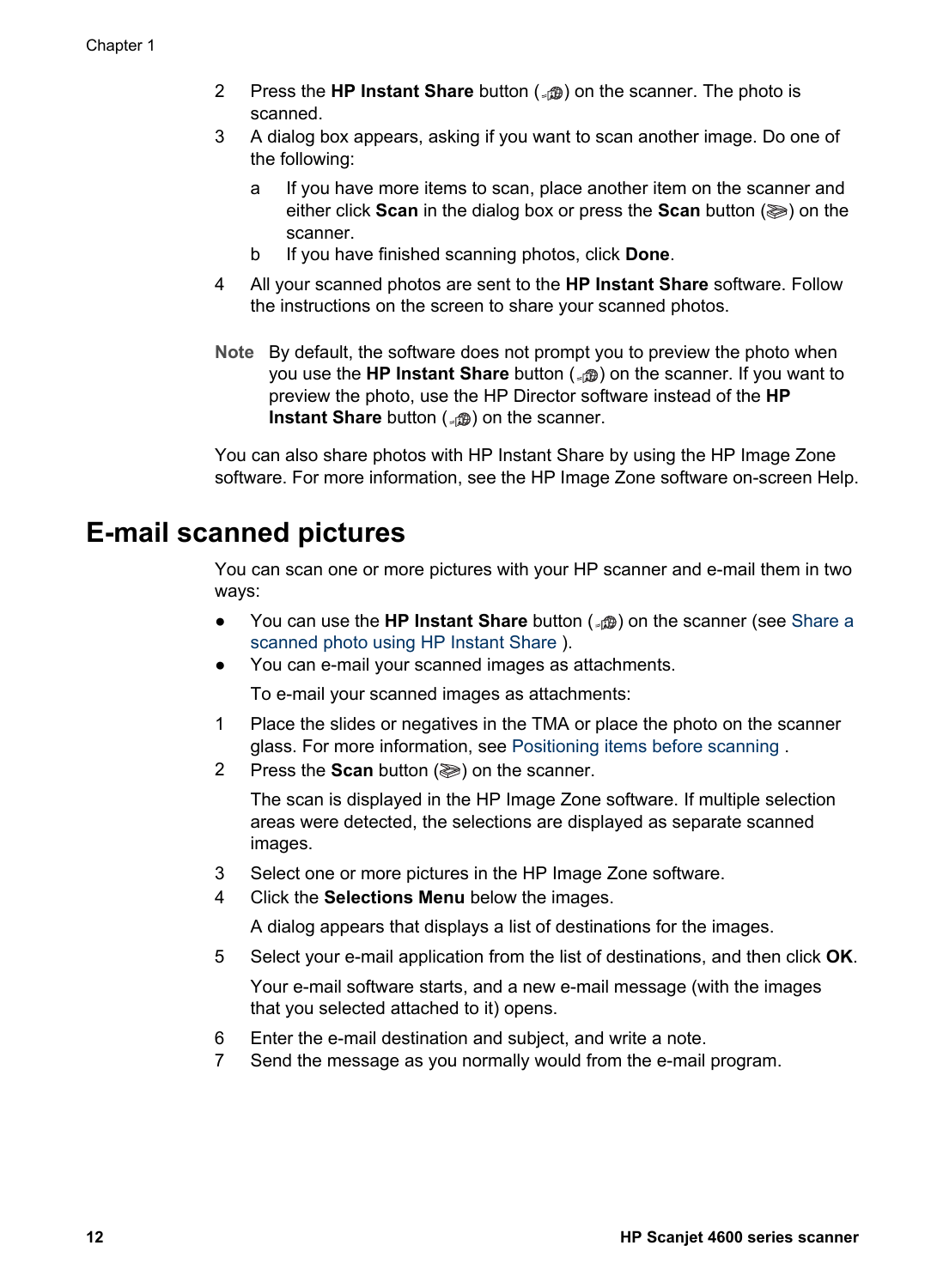2 Press the **HP Instant Share** button ( ) on the scanner. The photo is scanned.
3 A dialog box appears, asking if you want to scan another image. Do one of the following:
   a If you have more items to scan, place another item on the scanner and either click **Scan** in the dialog box or press the **Scan** button ( ) on the scanner.
   b If you have finished scanning photos, click **Done**.
4 All your scanned photos are sent to the **HP Instant Share** software. Follow the instructions on the screen to share your scanned photos.

**Note** By default, the software does not prompt you to preview the photo when you use the **HP Instant Share** button ( ) on the scanner. If you want to preview the photo, use the HP Director software instead of the **HP Instant Share** button ( ) on the scanner.

You can also share photos with HP Instant Share by using the HP Image Zone software. For more information, see the HP Image Zone software on-screen Help.

# E-mail scanned pictures

You can scan one or more pictures with your HP scanner and e-mail them in two ways:

- You can use the **HP Instant Share** button ( ) on the scanner (see Share a scanned photo using HP Instant Share ).
- You can e-mail your scanned images as attachments.

  To e-mail your scanned images as attachments:

1 Place the slides or negatives in the TMA or place the photo on the scanner glass. For more information, see Positioning items before scanning .
2 Press the **Scan** button ( ) on the scanner.

   The scan is displayed in the HP Image Zone software. If multiple selection areas were detected, the selections are displayed as separate scanned images.
3 Select one or more pictures in the HP Image Zone software.
4 Click the **Selections Menu** below the images.

   A dialog appears that displays a list of destinations for the images.
5 Select your e-mail application from the list of destinations, and then click **OK**.

   Your e-mail software starts, and a new e-mail message (with the images that you selected attached to it) opens.
6 Enter the e-mail destination and subject, and write a note.
7 Send the message as you normally would from the e-mail program.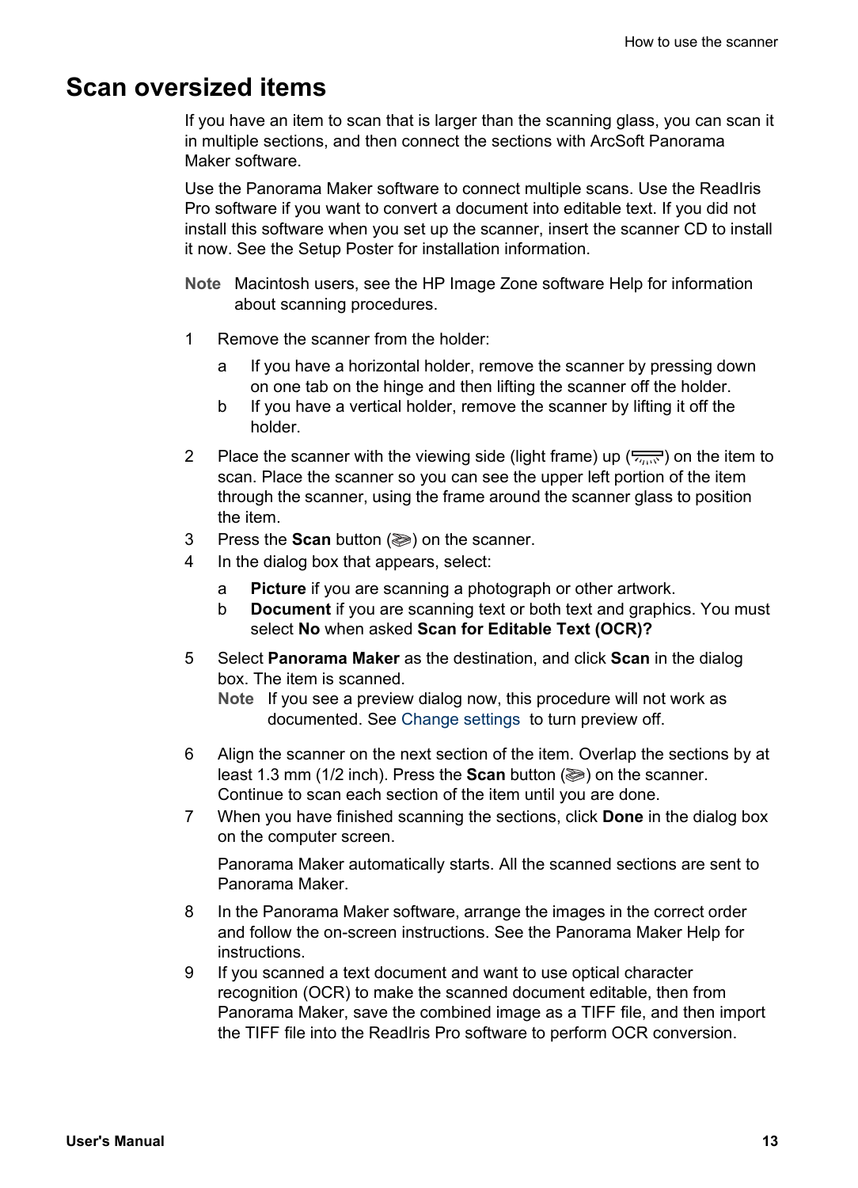# Scan oversized items

If you have an item to scan that is larger than the scanning glass, you can scan it in multiple sections, and then connect the sections with ArcSoft Panorama Maker software.

Use the Panorama Maker software to connect multiple scans. Use the ReadIris Pro software if you want to convert a document into editable text. If you did not install this software when you set up the scanner, insert the scanner CD to install it now. See the Setup Poster for installation information.

**Note** Macintosh users, see the HP Image Zone software Help for information about scanning procedures.

1. Remove the scanner from the holder:
   a. If you have a horizontal holder, remove the scanner by pressing down on one tab on the hinge and then lifting the scanner off the holder.
   b. If you have a vertical holder, remove the scanner by lifting it off the holder.
2. Place the scanner with the viewing side (light frame) up ( ) on the item to scan. Place the scanner so you can see the upper left portion of the item through the scanner, using the frame around the scanner glass to position the item.
3. Press the **Scan** button ( ) on the scanner.
4. In the dialog box that appears, select:
   a. **Picture** if you are scanning a photograph or other artwork.
   b. **Document** if you are scanning text or both text and graphics. You must select **No** when asked **Scan for Editable Text (OCR)?**
5. Select **Panorama Maker** as the destination, and click **Scan** in the dialog box. The item is scanned.

   **Note** If you see a preview dialog now, this procedure will not work as documented. See Change settings to turn preview off.
6. Align the scanner on the next section of the item. Overlap the sections by at least 1.3 mm (1/2 inch). Press the **Scan** button ( ) on the scanner. Continue to scan each section of the item until you are done.
7. When you have finished scanning the sections, click **Done** in the dialog box on the computer screen.

   Panorama Maker automatically starts. All the scanned sections are sent to Panorama Maker.
8. In the Panorama Maker software, arrange the images in the correct order and follow the on-screen instructions. See the Panorama Maker Help for instructions.
9. If you scanned a text document and want to use optical character recognition (OCR) to make the scanned document editable, then from Panorama Maker, save the combined image as a TIFF file, and then import the TIFF file into the ReadIris Pro software to perform OCR conversion.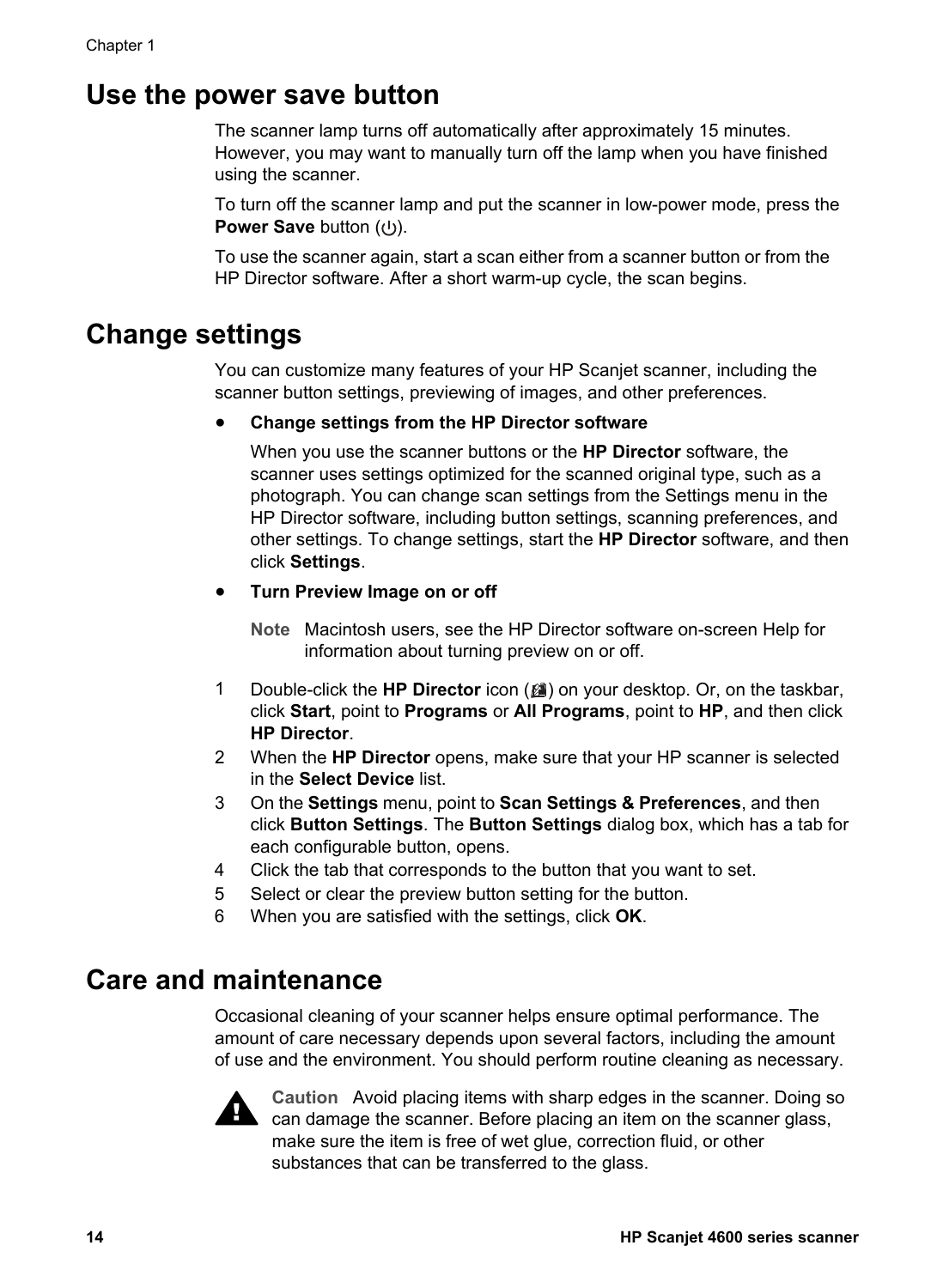## Use the power save button

The scanner lamp turns off automatically after approximately 15 minutes. However, you may want to manually turn off the lamp when you have finished using the scanner.

To turn off the scanner lamp and put the scanner in low-power mode, press the **Power Save** button (⏻).

To use the scanner again, start a scan either from a scanner button or from the HP Director software. After a short warm-up cycle, the scan begins.

## Change settings

You can customize many features of your HP Scanjet scanner, including the scanner button settings, previewing of images, and other preferences.

- **Change settings from the HP Director software**

  When you use the scanner buttons or the **HP Director** software, the scanner uses settings optimized for the scanned original type, such as a photograph. You can change scan settings from the Settings menu in the HP Director software, including button settings, scanning preferences, and other settings. To change settings, start the **HP Director** software, and then click **Settings**.

- **Turn Preview Image on or off**

  **Note** Macintosh users, see the HP Director software on-screen Help for information about turning preview on or off.

1. Double-click the **HP Director** icon ( ) on your desktop. Or, on the taskbar, click **Start**, point to **Programs** or **All Programs**, point to **HP**, and then click **HP Director**.
2. When the **HP Director** opens, make sure that your HP scanner is selected in the **Select Device** list.
3. On the **Settings** menu, point to **Scan Settings & Preferences**, and then click **Button Settings**. The **Button Settings** dialog box, which has a tab for each configurable button, opens.
4. Click the tab that corresponds to the button that you want to set.
5. Select or clear the preview button setting for the button.
6. When you are satisfied with the settings, click **OK**.

## Care and maintenance

Occasional cleaning of your scanner helps ensure optimal performance. The amount of care necessary depends upon several factors, including the amount of use and the environment. You should perform routine cleaning as necessary.

**Caution** Avoid placing items with sharp edges in the scanner. Doing so can damage the scanner. Before placing an item on the scanner glass, make sure the item is free of wet glue, correction fluid, or other substances that can be transferred to the glass.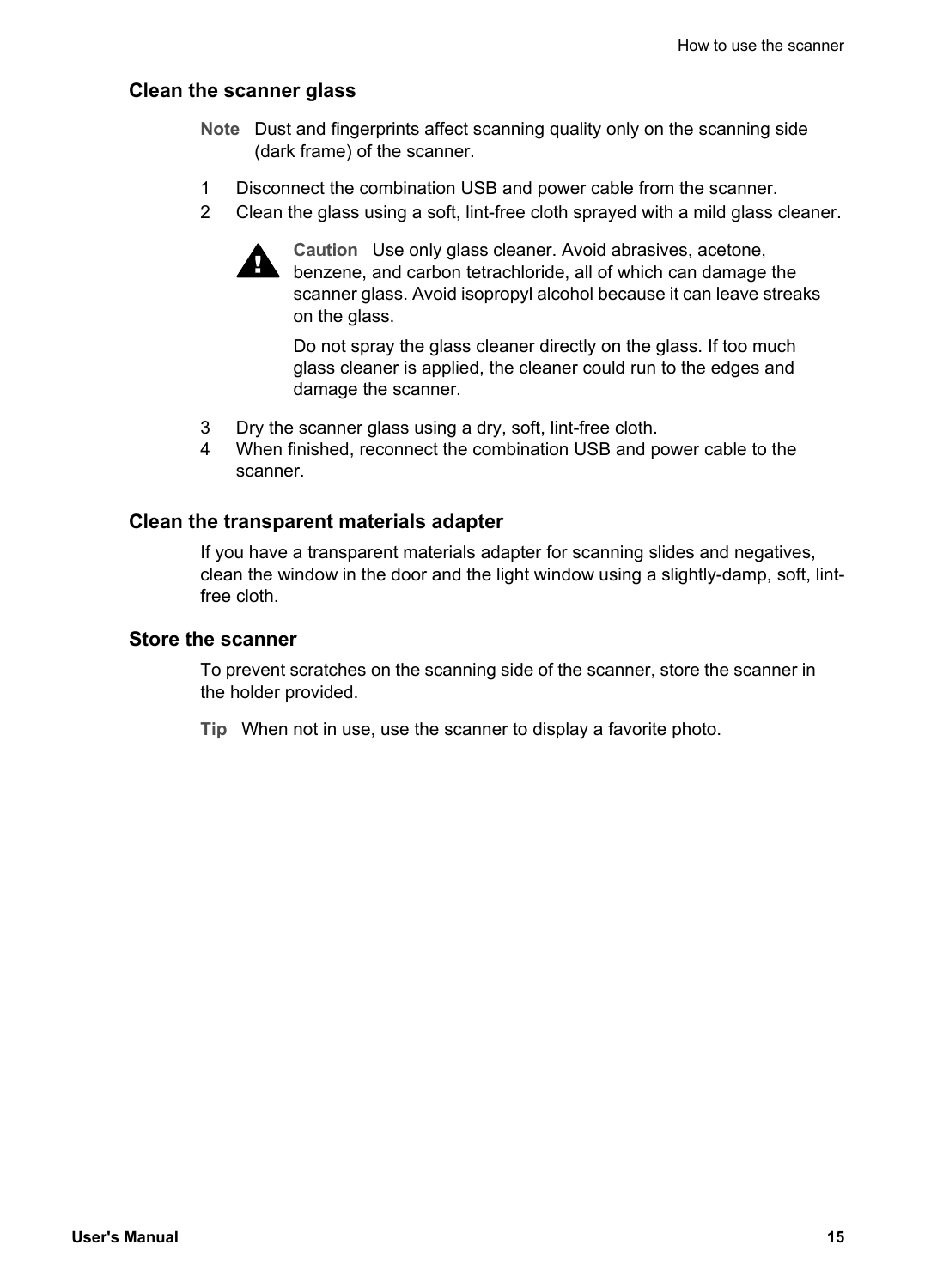### Clean the scanner glass

**Note** Dust and fingerprints affect scanning quality only on the scanning side (dark frame) of the scanner.

1. Disconnect the combination USB and power cable from the scanner.
2. Clean the glass using a soft, lint-free cloth sprayed with a mild glass cleaner.

   **Caution** Use only glass cleaner. Avoid abrasives, acetone, benzene, and carbon tetrachloride, all of which can damage the scanner glass. Avoid isopropyl alcohol because it can leave streaks on the glass.

   Do not spray the glass cleaner directly on the glass. If too much glass cleaner is applied, the cleaner could run to the edges and damage the scanner.

3. Dry the scanner glass using a dry, soft, lint-free cloth.
4. When finished, reconnect the combination USB and power cable to the scanner.

### Clean the transparent materials adapter

If you have a transparent materials adapter for scanning slides and negatives, clean the window in the door and the light window using a slightly-damp, soft, lint-free cloth.

### Store the scanner

To prevent scratches on the scanning side of the scanner, store the scanner in the holder provided.

**Tip** When not in use, use the scanner to display a favorite photo.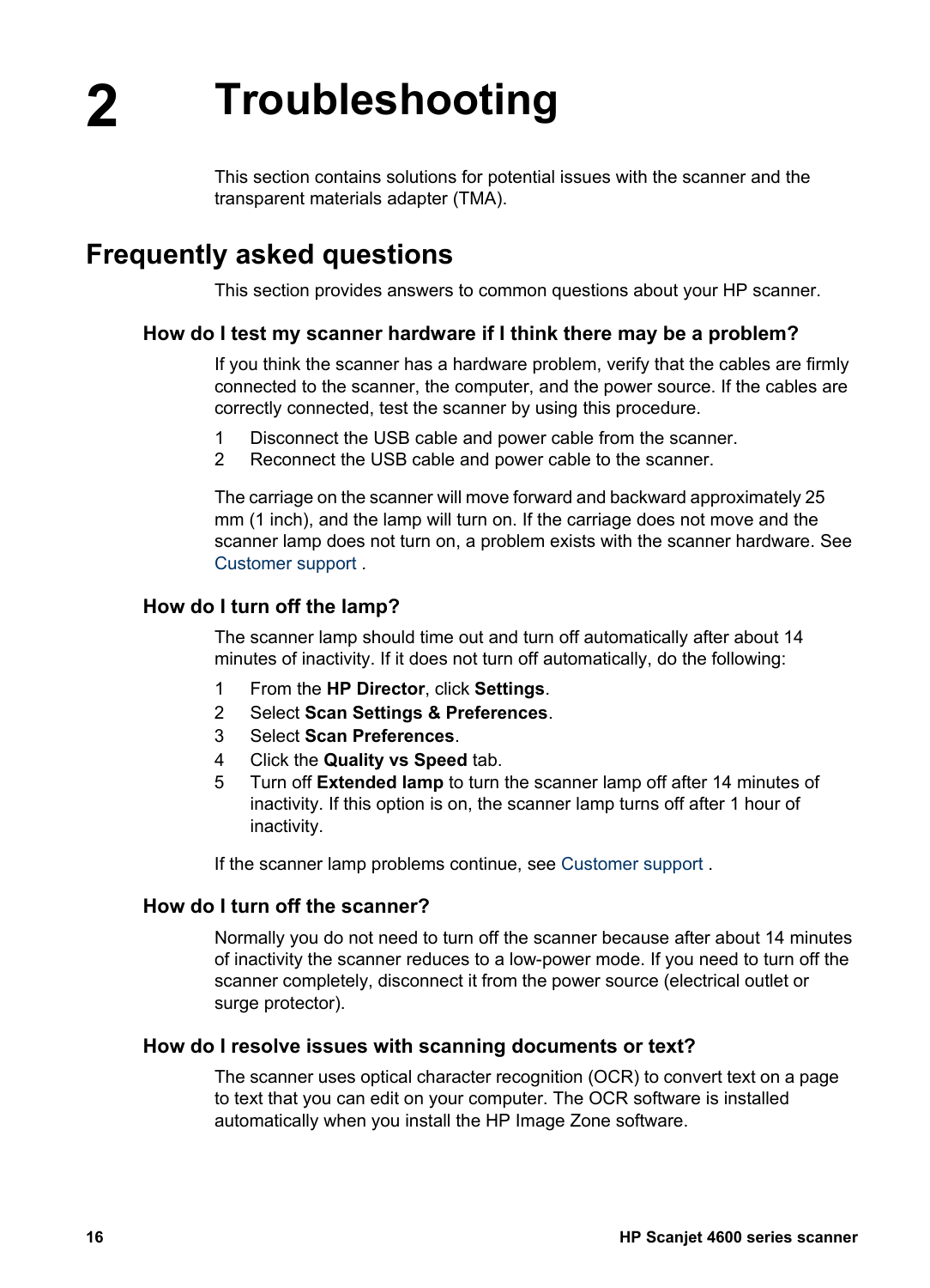# 2 Troubleshooting

This section contains solutions for potential issues with the scanner and the transparent materials adapter (TMA).

## Frequently asked questions

This section provides answers to common questions about your HP scanner.

### How do I test my scanner hardware if I think there may be a problem?

If you think the scanner has a hardware problem, verify that the cables are firmly connected to the scanner, the computer, and the power source. If the cables are correctly connected, test the scanner by using this procedure.

1. Disconnect the USB cable and power cable from the scanner.
2. Reconnect the USB cable and power cable to the scanner.

The carriage on the scanner will move forward and backward approximately 25 mm (1 inch), and the lamp will turn on. If the carriage does not move and the scanner lamp does not turn on, a problem exists with the scanner hardware. See Customer support .

### How do I turn off the lamp?

The scanner lamp should time out and turn off automatically after about 14 minutes of inactivity. If it does not turn off automatically, do the following:

1. From the **HP Director**, click **Settings**.
2. Select **Scan Settings & Preferences**.
3. Select **Scan Preferences**.
4. Click the **Quality vs Speed** tab.
5. Turn off **Extended lamp** to turn the scanner lamp off after 14 minutes of inactivity. If this option is on, the scanner lamp turns off after 1 hour of inactivity.

If the scanner lamp problems continue, see Customer support .

### How do I turn off the scanner?

Normally you do not need to turn off the scanner because after about 14 minutes of inactivity the scanner reduces to a low-power mode. If you need to turn off the scanner completely, disconnect it from the power source (electrical outlet or surge protector).

### How do I resolve issues with scanning documents or text?

The scanner uses optical character recognition (OCR) to convert text on a page to text that you can edit on your computer. The OCR software is installed automatically when you install the HP Image Zone software.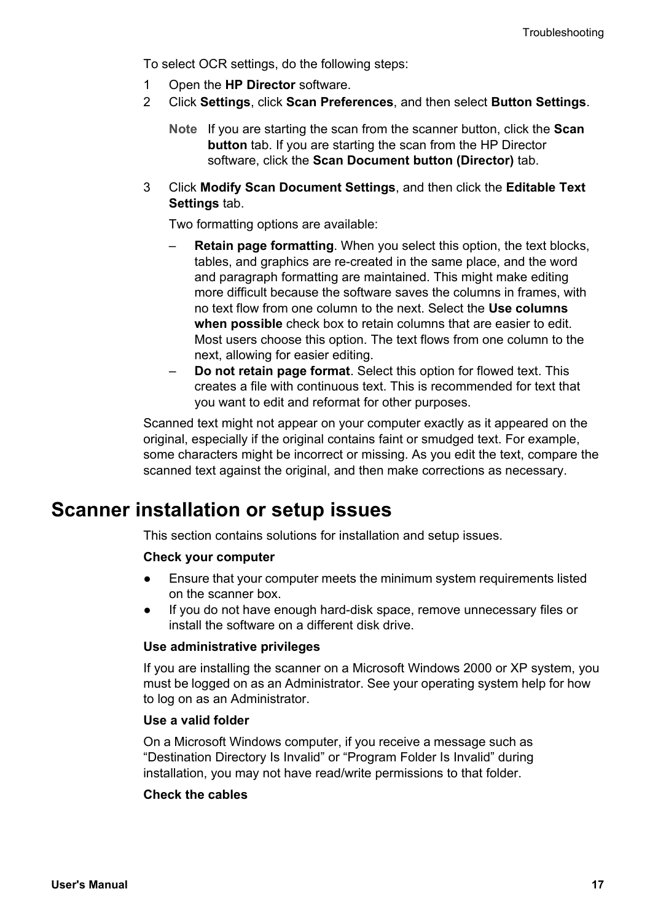To select OCR settings, do the following steps:

1. Open the **HP Director** software.
2. Click **Settings**, click **Scan Preferences**, and then select **Button Settings**.

   **Note** If you are starting the scan from the scanner button, click the **Scan button** tab. If you are starting the scan from the HP Director software, click the **Scan Document button (Director)** tab.

3. Click **Modify Scan Document Settings**, and then click the **Editable Text Settings** tab.

   Two formatting options are available:

   – **Retain page formatting**. When you select this option, the text blocks, tables, and graphics are re-created in the same place, and the word and paragraph formatting are maintained. This might make editing more difficult because the software saves the columns in frames, with no text flow from one column to the next. Select the **Use columns when possible** check box to retain columns that are easier to edit. Most users choose this option. The text flows from one column to the next, allowing for easier editing.

   – **Do not retain page format**. Select this option for flowed text. This creates a file with continuous text. This is recommended for text that you want to edit and reformat for other purposes.

Scanned text might not appear on your computer exactly as it appeared on the original, especially if the original contains faint or smudged text. For example, some characters might be incorrect or missing. As you edit the text, compare the scanned text against the original, and then make corrections as necessary.

# Scanner installation or setup issues

This section contains solutions for installation and setup issues.

**Check your computer**

- Ensure that your computer meets the minimum system requirements listed on the scanner box.
- If you do not have enough hard-disk space, remove unnecessary files or install the software on a different disk drive.

**Use administrative privileges**

If you are installing the scanner on a Microsoft Windows 2000 or XP system, you must be logged on as an Administrator. See your operating system help for how to log on as an Administrator.

**Use a valid folder**

On a Microsoft Windows computer, if you receive a message such as “Destination Directory Is Invalid” or “Program Folder Is Invalid” during installation, you may not have read/write permissions to that folder.

**Check the cables**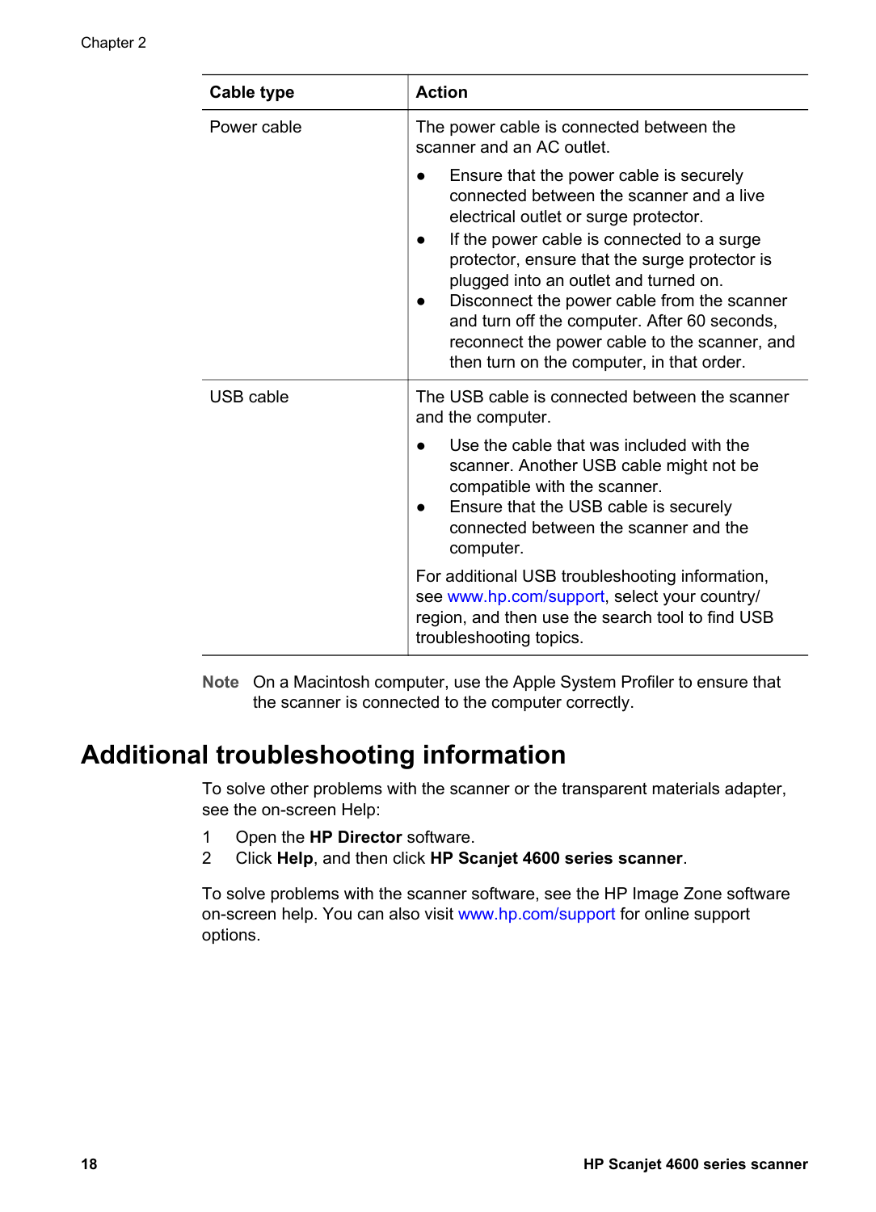| Cable type | Action |
| --- | --- |
| Power cable | The power cable is connected between the scanner and an AC outlet.<br>● Ensure that the power cable is securely connected between the scanner and a live electrical outlet or surge protector.<br>● If the power cable is connected to a surge protector, ensure that the surge protector is plugged into an outlet and turned on.<br>● Disconnect the power cable from the scanner and turn off the computer. After 60 seconds, reconnect the power cable to the scanner, and then turn on the computer, in that order. |
| USB cable | The USB cable is connected between the scanner and the computer.<br>● Use the cable that was included with the scanner. Another USB cable might not be compatible with the scanner.<br>● Ensure that the USB cable is securely connected between the scanner and the computer.<br>For additional USB troubleshooting information, see www.hp.com/support, select your country/region, and then use the search tool to find USB troubleshooting topics. |

**Note** On a Macintosh computer, use the Apple System Profiler to ensure that the scanner is connected to the computer correctly.

# Additional troubleshooting information

To solve other problems with the scanner or the transparent materials adapter, see the on-screen Help:

1. Open the **HP Director** software.
2. Click **Help**, and then click **HP Scanjet 4600 series scanner**.

To solve problems with the scanner software, see the HP Image Zone software on-screen help. You can also visit www.hp.com/support for online support options.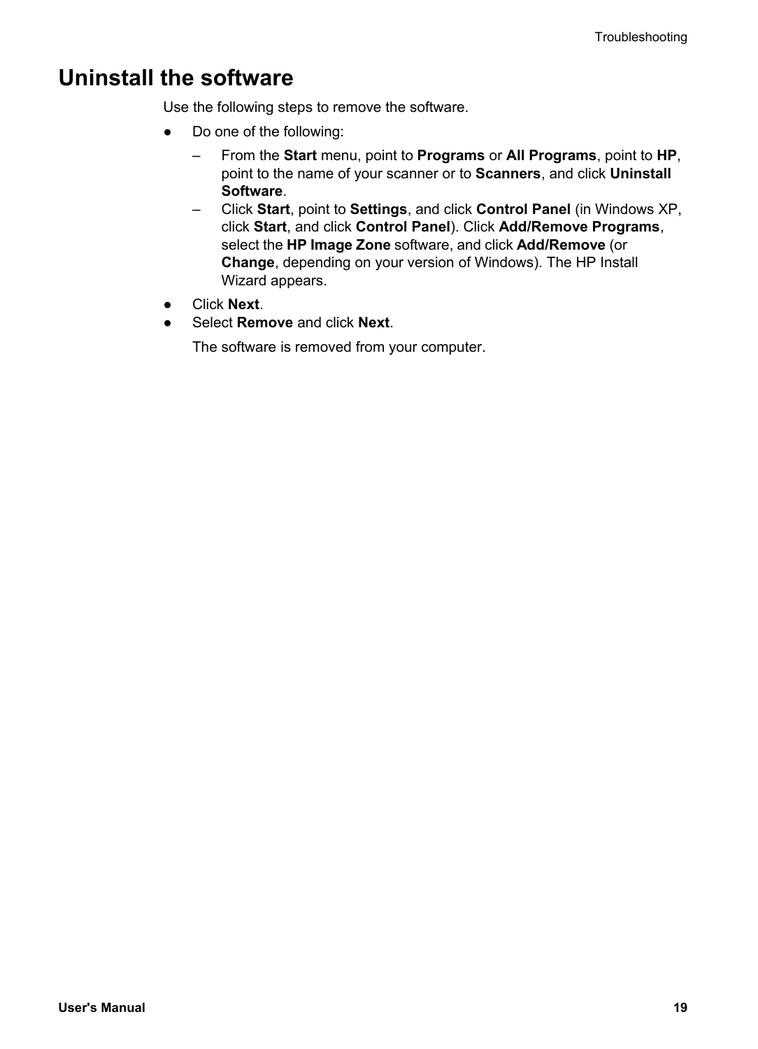# Uninstall the software

Use the following steps to remove the software.

- Do one of the following:
  - From the **Start** menu, point to **Programs** or **All Programs**, point to **HP**, point to the name of your scanner or to **Scanners**, and click **Uninstall Software**.
  - Click **Start**, point to **Settings**, and click **Control Panel** (in Windows XP, click **Start**, and click **Control Panel**). Click **Add/Remove Programs**, select the **HP Image Zone** software, and click **Add/Remove** (or **Change**, depending on your version of Windows). The HP Install Wizard appears.
- Click **Next**.
- Select **Remove** and click **Next**.

  The software is removed from your computer.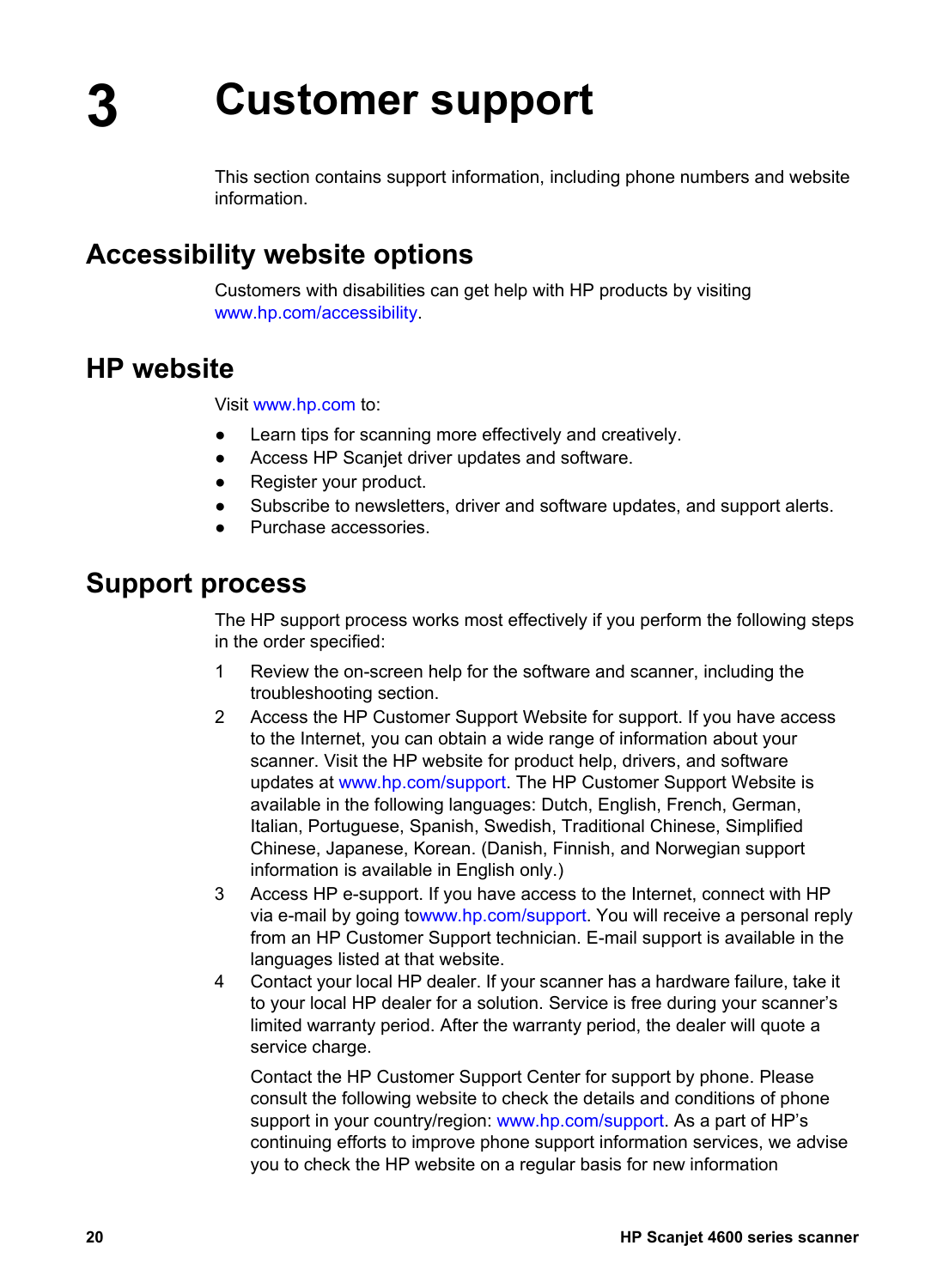# 3 Customer support

This section contains support information, including phone numbers and website information.

## Accessibility website options

Customers with disabilities can get help with HP products by visiting www.hp.com/accessibility.

## HP website

Visit www.hp.com to:

- Learn tips for scanning more effectively and creatively.
- Access HP Scanjet driver updates and software.
- Register your product.
- Subscribe to newsletters, driver and software updates, and support alerts.
- Purchase accessories.

## Support process

The HP support process works most effectively if you perform the following steps in the order specified:

1. Review the on-screen help for the software and scanner, including the troubleshooting section.
2. Access the HP Customer Support Website for support. If you have access to the Internet, you can obtain a wide range of information about your scanner. Visit the HP website for product help, drivers, and software updates at www.hp.com/support. The HP Customer Support Website is available in the following languages: Dutch, English, French, German, Italian, Portuguese, Spanish, Swedish, Traditional Chinese, Simplified Chinese, Japanese, Korean. (Danish, Finnish, and Norwegian support information is available in English only.)
3. Access HP e-support. If you have access to the Internet, connect with HP via e-mail by going towww.hp.com/support. You will receive a personal reply from an HP Customer Support technician. E-mail support is available in the languages listed at that website.
4. Contact your local HP dealer. If your scanner has a hardware failure, take it to your local HP dealer for a solution. Service is free during your scanner's limited warranty period. After the warranty period, the dealer will quote a service charge.

   Contact the HP Customer Support Center for support by phone. Please consult the following website to check the details and conditions of phone support in your country/region: www.hp.com/support. As a part of HP's continuing efforts to improve phone support information services, we advise you to check the HP website on a regular basis for new information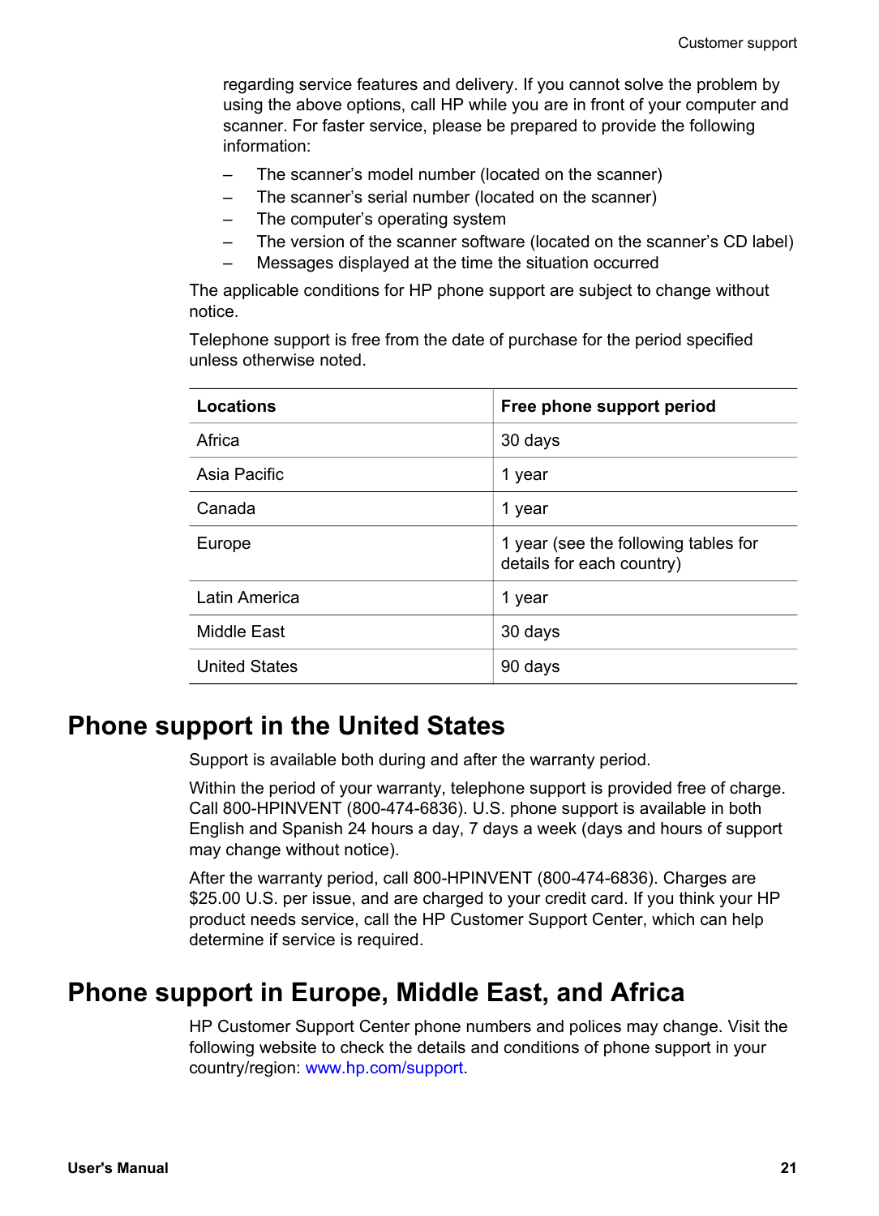regarding service features and delivery. If you cannot solve the problem by using the above options, call HP while you are in front of your computer and scanner. For faster service, please be prepared to provide the following information:

- The scanner's model number (located on the scanner)
- The scanner's serial number (located on the scanner)
- The computer's operating system
- The version of the scanner software (located on the scanner's CD label)
- Messages displayed at the time the situation occurred

The applicable conditions for HP phone support are subject to change without notice.

Telephone support is free from the date of purchase for the period specified unless otherwise noted.

| Locations | Free phone support period |
|---|---|
| Africa | 30 days |
| Asia Pacific | 1 year |
| Canada | 1 year |
| Europe | 1 year (see the following tables for details for each country) |
| Latin America | 1 year |
| Middle East | 30 days |
| United States | 90 days |

## Phone support in the United States

Support is available both during and after the warranty period.

Within the period of your warranty, telephone support is provided free of charge. Call 800-HPINVENT (800-474-6836). U.S. phone support is available in both English and Spanish 24 hours a day, 7 days a week (days and hours of support may change without notice).

After the warranty period, call 800-HPINVENT (800-474-6836). Charges are $25.00 U.S. per issue, and are charged to your credit card. If you think your HP product needs service, call the HP Customer Support Center, which can help determine if service is required.

## Phone support in Europe, Middle East, and Africa

HP Customer Support Center phone numbers and polices may change. Visit the following website to check the details and conditions of phone support in your country/region: www.hp.com/support.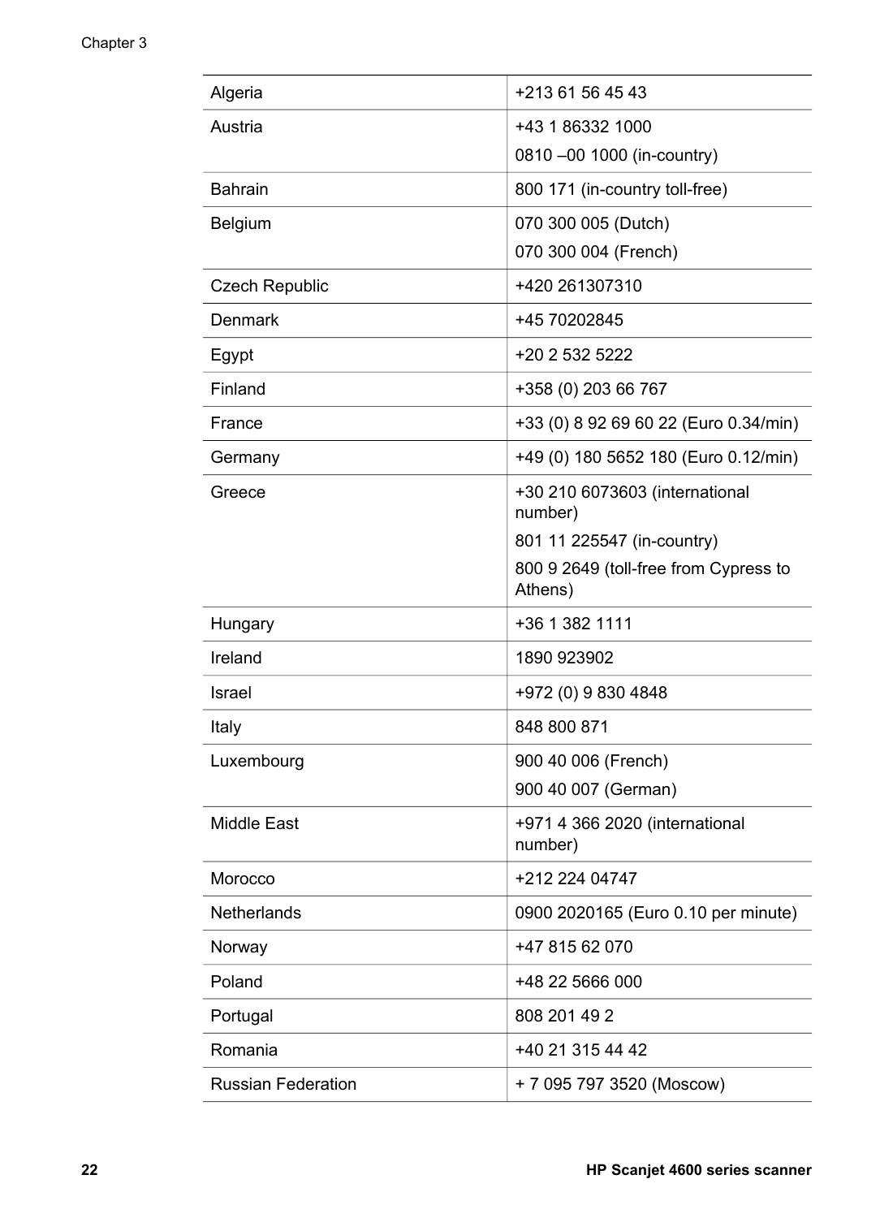| | |
|---|---|
| Algeria | +213 61 56 45 43 |
| Austria | +43 1 86332 1000<br>0810 –00 1000 (in-country) |
| Bahrain | 800 171 (in-country toll-free) |
| Belgium | 070 300 005 (Dutch)<br>070 300 004 (French) |
| Czech Republic | +420 261307310 |
| Denmark | +45 70202845 |
| Egypt | +20 2 532 5222 |
| Finland | +358 (0) 203 66 767 |
| France | +33 (0) 8 92 69 60 22 (Euro 0.34/min) |
| Germany | +49 (0) 180 5652 180 (Euro 0.12/min) |
| Greece | +30 210 6073603 (international number)<br>801 11 225547 (in-country)<br>800 9 2649 (toll-free from Cypress to Athens) |
| Hungary | +36 1 382 1111 |
| Ireland | 1890 923902 |
| Israel | +972 (0) 9 830 4848 |
| Italy | 848 800 871 |
| Luxembourg | 900 40 006 (French)<br>900 40 007 (German) |
| Middle East | +971 4 366 2020 (international number) |
| Morocco | +212 224 04747 |
| Netherlands | 0900 2020165 (Euro 0.10 per minute) |
| Norway | +47 815 62 070 |
| Poland | +48 22 5666 000 |
| Portugal | 808 201 49 2 |
| Romania | +40 21 315 44 42 |
| Russian Federation | + 7 095 797 3520 (Moscow) |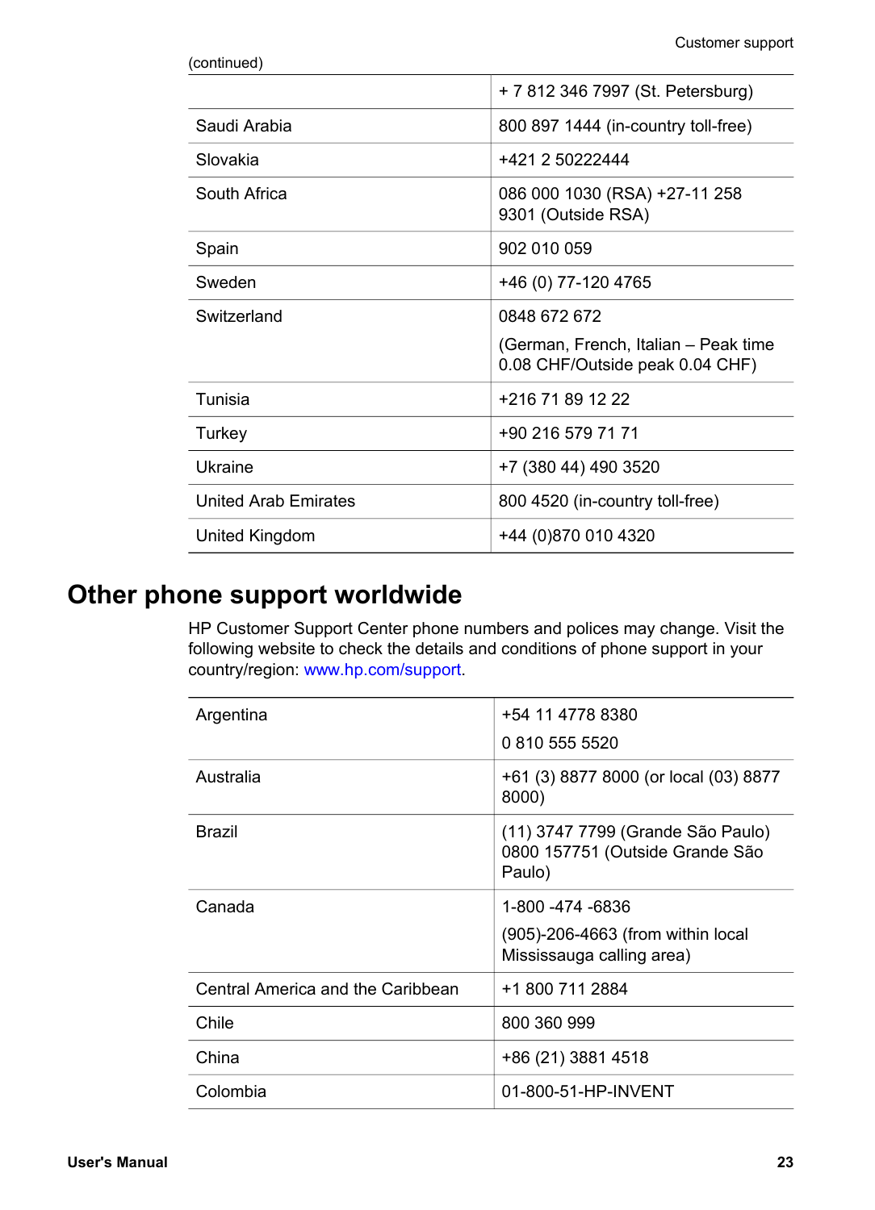(continued)

| | |
|---|---|
| | + 7 812 346 7997 (St. Petersburg) |
| Saudi Arabia | 800 897 1444 (in-country toll-free) |
| Slovakia | +421 2 50222444 |
| South Africa | 086 000 1030 (RSA) +27-11 258 9301 (Outside RSA) |
| Spain | 902 010 059 |
| Sweden | +46 (0) 77-120 4765 |
| Switzerland | 0848 672 672<br>(German, French, Italian – Peak time 0.08 CHF/Outside peak 0.04 CHF) |
| Tunisia | +216 71 89 12 22 |
| Turkey | +90 216 579 71 71 |
| Ukraine | +7 (380 44) 490 3520 |
| United Arab Emirates | 800 4520 (in-country toll-free) |
| United Kingdom | +44 (0)870 010 4320 |

## Other phone support worldwide

HP Customer Support Center phone numbers and polices may change. Visit the following website to check the details and conditions of phone support in your country/region: www.hp.com/support.

| | |
|---|---|
| Argentina | +54 11 4778 8380<br>0 810 555 5520 |
| Australia | +61 (3) 8877 8000 (or local (03) 8877 8000) |
| Brazil | (11) 3747 7799 (Grande São Paulo) 0800 157751 (Outside Grande São Paulo) |
| Canada | 1-800 -474 -6836<br>(905)-206-4663 (from within local Mississauga calling area) |
| Central America and the Caribbean | +1 800 711 2884 |
| Chile | 800 360 999 |
| China | +86 (21) 3881 4518 |
| Colombia | 01-800-51-HP-INVENT |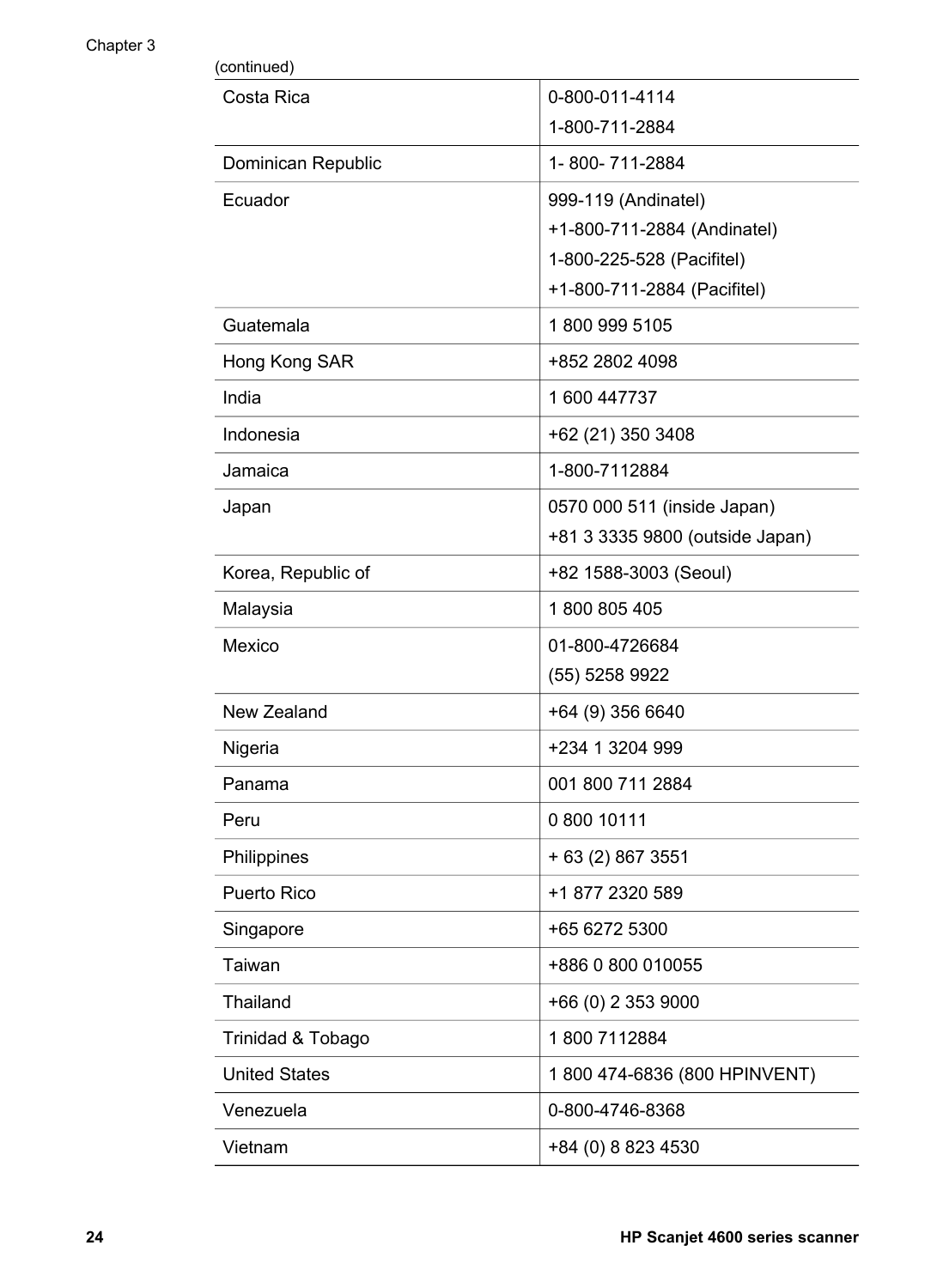(continued)

| | |
|---|---|
| Costa Rica | 0-800-011-4114<br>1-800-711-2884 |
| Dominican Republic | 1- 800- 711-2884 |
| Ecuador | 999-119 (Andinatel)<br>+1-800-711-2884 (Andinatel)<br>1-800-225-528 (Pacifitel)<br>+1-800-711-2884 (Pacifitel) |
| Guatemala | 1 800 999 5105 |
| Hong Kong SAR | +852 2802 4098 |
| India | 1 600 447737 |
| Indonesia | +62 (21) 350 3408 |
| Jamaica | 1-800-7112884 |
| Japan | 0570 000 511 (inside Japan)<br>+81 3 3335 9800 (outside Japan) |
| Korea, Republic of | +82 1588-3003 (Seoul) |
| Malaysia | 1 800 805 405 |
| Mexico | 01-800-4726684<br>(55) 5258 9922 |
| New Zealand | +64 (9) 356 6640 |
| Nigeria | +234 1 3204 999 |
| Panama | 001 800 711 2884 |
| Peru | 0 800 10111 |
| Philippines | + 63 (2) 867 3551 |
| Puerto Rico | +1 877 2320 589 |
| Singapore | +65 6272 5300 |
| Taiwan | +886 0 800 010055 |
| Thailand | +66 (0) 2 353 9000 |
| Trinidad & Tobago | 1 800 7112884 |
| United States | 1 800 474-6836 (800 HPINVENT) |
| Venezuela | 0-800-4746-8368 |
| Vietnam | +84 (0) 8 823 4530 |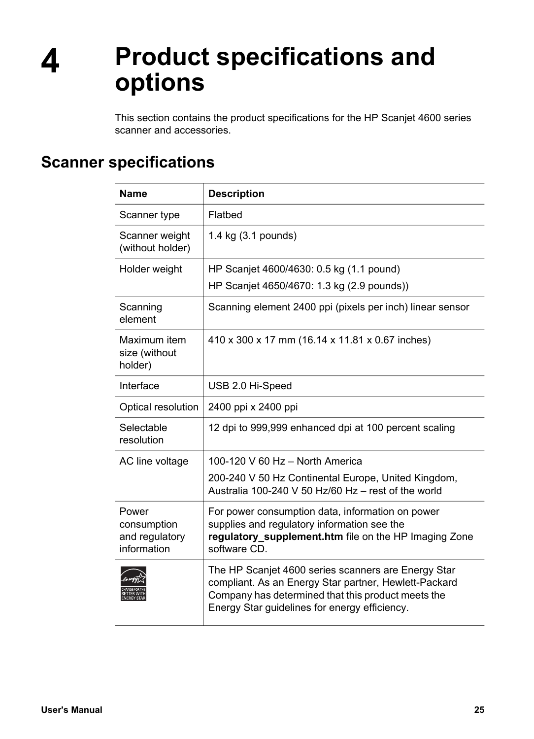# 4 Product specifications and options

This section contains the product specifications for the HP Scanjet 4600 series scanner and accessories.

## Scanner specifications

| Name | Description |
|---|---|
| Scanner type | Flatbed |
| Scanner weight (without holder) | 1.4 kg (3.1 pounds) |
| Holder weight | HP Scanjet 4600/4630: 0.5 kg (1.1 pound)<br>HP Scanjet 4650/4670: 1.3 kg (2.9 pounds)) |
| Scanning element | Scanning element 2400 ppi (pixels per inch) linear sensor |
| Maximum item size (without holder) | 410 x 300 x 17 mm (16.14 x 11.81 x 0.67 inches) |
| Interface | USB 2.0 Hi-Speed |
| Optical resolution | 2400 ppi x 2400 ppi |
| Selectable resolution | 12 dpi to 999,999 enhanced dpi at 100 percent scaling |
| AC line voltage | 100-120 V 60 Hz – North America<br>200-240 V 50 Hz Continental Europe, United Kingdom, Australia 100-240 V 50 Hz/60 Hz – rest of the world |
| Power consumption and regulatory information | For power consumption data, information on power supplies and regulatory information see the **regulatory_supplement.htm** file on the HP Imaging Zone software CD. |
| | The HP Scanjet 4600 series scanners are Energy Star compliant. As an Energy Star partner, Hewlett-Packard Company has determined that this product meets the Energy Star guidelines for energy efficiency. |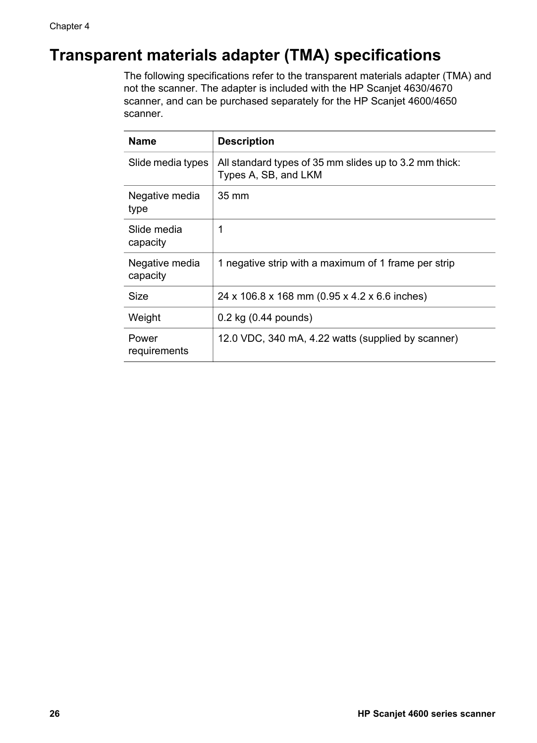# Transparent materials adapter (TMA) specifications

The following specifications refer to the transparent materials adapter (TMA) and not the scanner. The adapter is included with the HP Scanjet 4630/4670 scanner, and can be purchased separately for the HP Scanjet 4600/4650 scanner.

| Name | Description |
| --- | --- |
| Slide media types | All standard types of 35 mm slides up to 3.2 mm thick: Types A, SB, and LKM |
| Negative media type | 35 mm |
| Slide media capacity | 1 |
| Negative media capacity | 1 negative strip with a maximum of 1 frame per strip |
| Size | 24 x 106.8 x 168 mm (0.95 x 4.2 x 6.6 inches) |
| Weight | 0.2 kg (0.44 pounds) |
| Power requirements | 12.0 VDC, 340 mA, 4.22 watts (supplied by scanner) |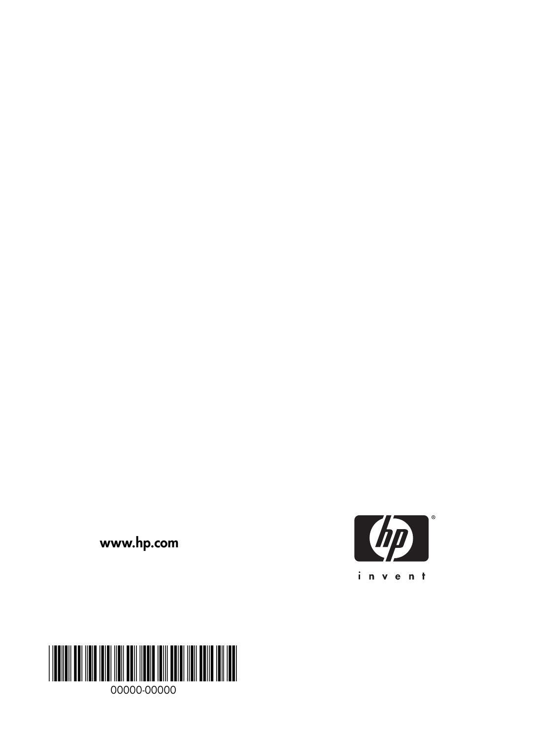**www.hp.com**

i n v e n t

00000-00000